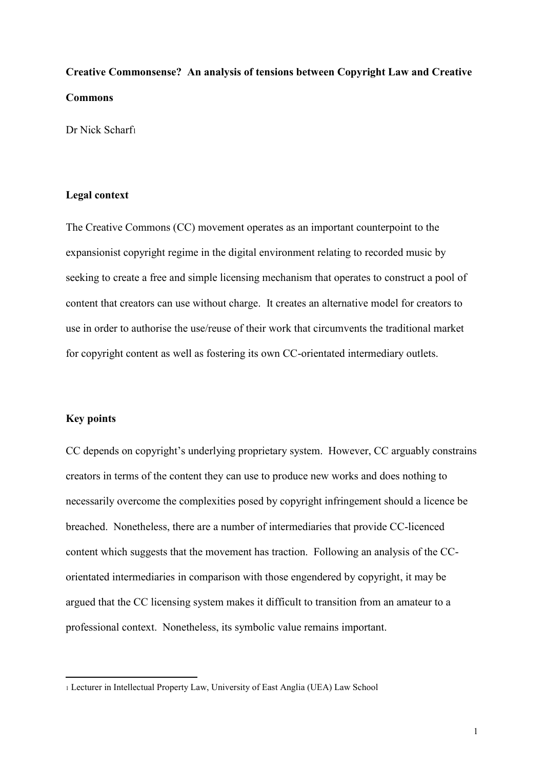**Creative Commonsense? An analysis of tensions between Copyright Law and Creative Commons**

Dr Nick Scharf[1]

## Legal context

The Creative Commons (CC) movement operates as an important counterpoint to the expansionist copyright regime in the digital environment relating to recorded music by seeking to create a free and simple licensing mechanism that operates to construct a pool of content that creators can use without charge. It creates an alternative model for creators to use in order to authorise the use/reuse of their work that circumvents the traditional market for copyright content as well as fostering its own CC-orientated intermediary outlets.

## Key points

CC depends on copyright's underlying proprietary system. However, CC arguably constrains creators in terms of the content they can use to produce new works and does nothing to necessarily overcome the complexities posed by copyright infringement should a licence be breached. Nonetheless, there are a number of intermediaries that provide CC-licenced content which suggests that the movement has traction. Following an analysis of the CC-orientated intermediaries in comparison with those engendered by copyright, it may be argued that the CC licensing system makes it difficult to transition from an amateur to a professional context. Nonetheless, its symbolic value remains important.

---

[1] Lecturer in Intellectual Property Law, University of East Anglia (UEA) Law School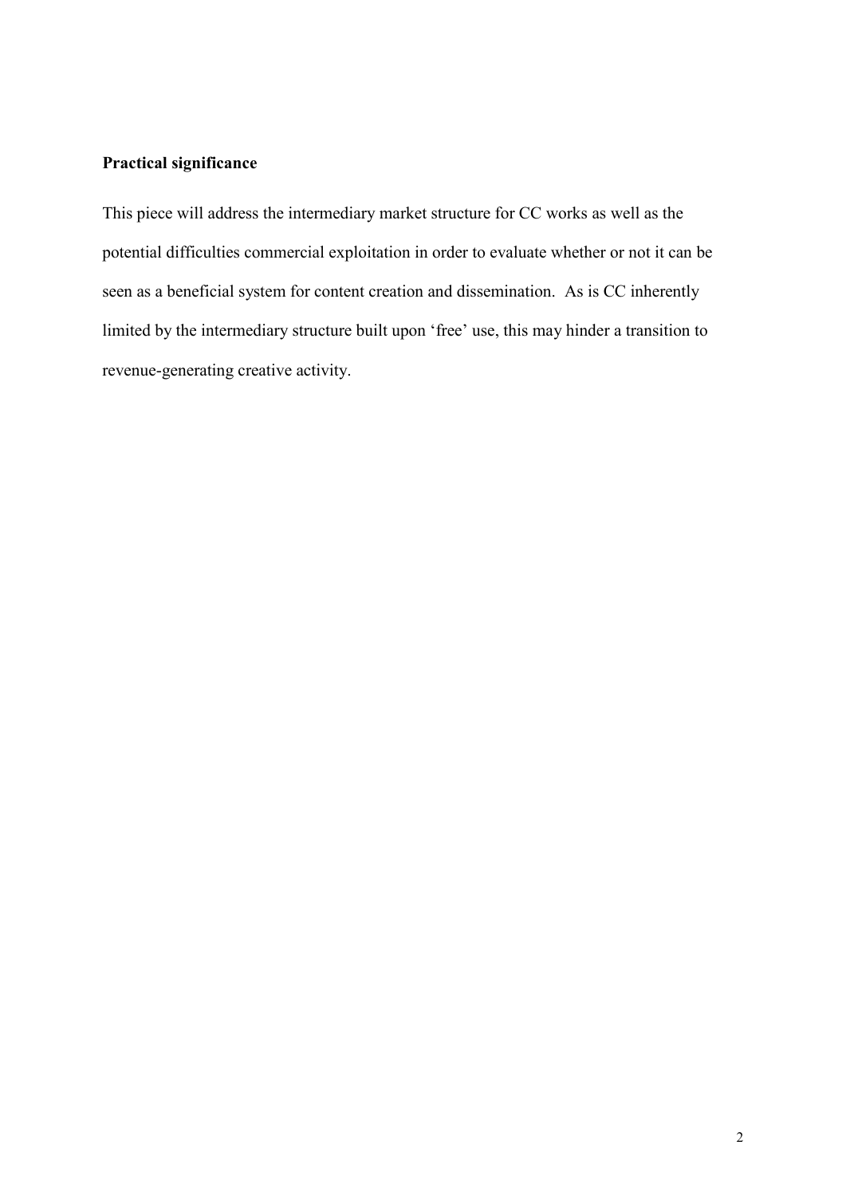**Practical significance**

This piece will address the intermediary market structure for CC works as well as the potential difficulties commercial exploitation in order to evaluate whether or not it can be seen as a beneficial system for content creation and dissemination. As is CC inherently limited by the intermediary structure built upon 'free' use, this may hinder a transition to revenue-generating creative activity.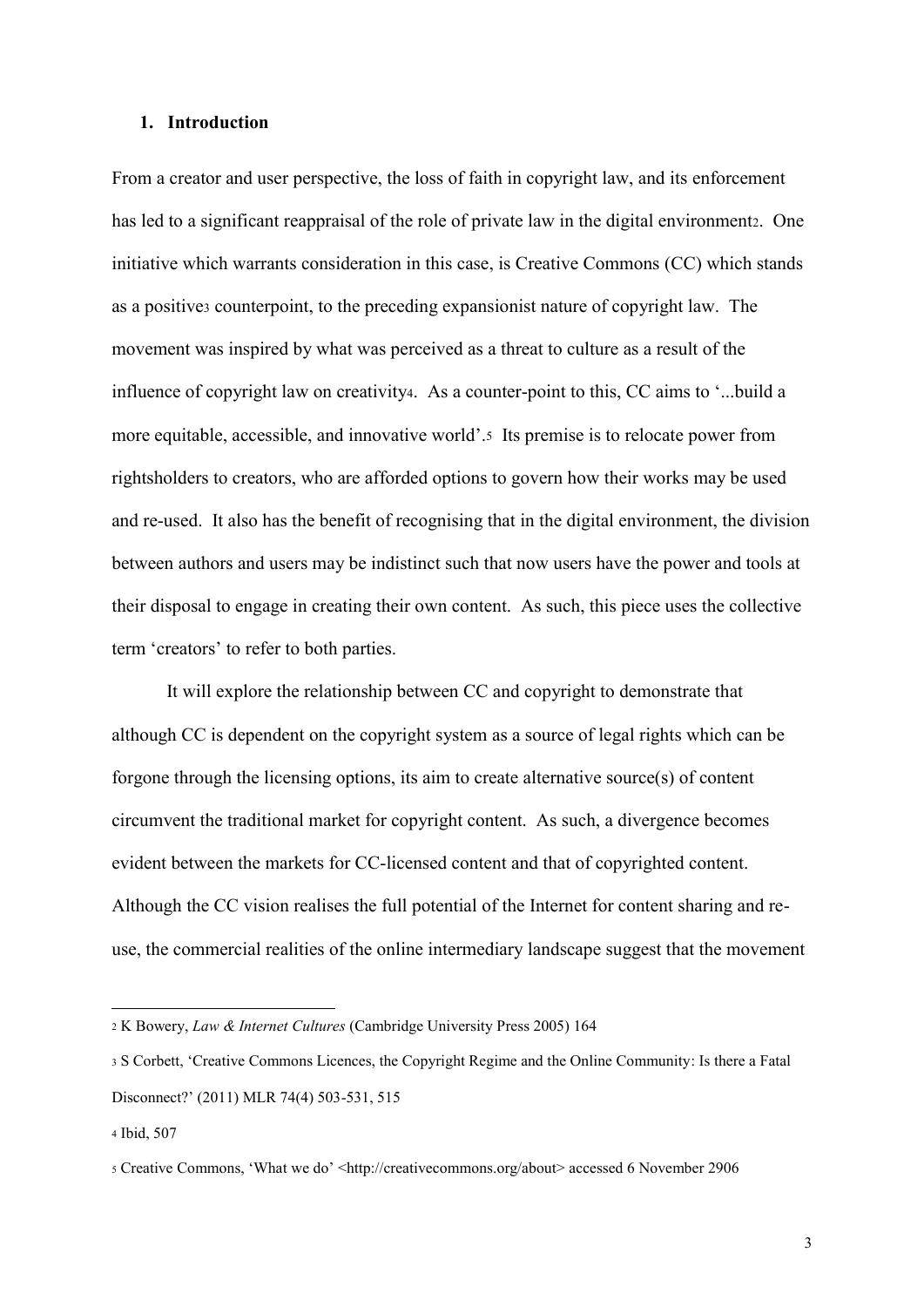## 1. Introduction

From a creator and user perspective, the loss of faith in copyright law, and its enforcement has led to a significant reappraisal of the role of private law in the digital environment[2]. One initiative which warrants consideration in this case, is Creative Commons (CC) which stands as a positive[3] counterpoint, to the preceding expansionist nature of copyright law. The movement was inspired by what was perceived as a threat to culture as a result of the influence of copyright law on creativity[4]. As a counter-point to this, CC aims to '...build a more equitable, accessible, and innovative world'.[5] Its premise is to relocate power from rightsholders to creators, who are afforded options to govern how their works may be used and re-used. It also has the benefit of recognising that in the digital environment, the division between authors and users may be indistinct such that now users have the power and tools at their disposal to engage in creating their own content. As such, this piece uses the collective term 'creators' to refer to both parties.

It will explore the relationship between CC and copyright to demonstrate that although CC is dependent on the copyright system as a source of legal rights which can be forgone through the licensing options, its aim to create alternative source(s) of content circumvent the traditional market for copyright content. As such, a divergence becomes evident between the markets for CC-licensed content and that of copyrighted content. Although the CC vision realises the full potential of the Internet for content sharing and re-use, the commercial realities of the online intermediary landscape suggest that the movement

---

[2] K Bowery, *Law & Internet Cultures* (Cambridge University Press 2005) 164

[3] S Corbett, 'Creative Commons Licences, the Copyright Regime and the Online Community: Is there a Fatal Disconnect?' (2011) MLR 74(4) 503-531, 515

[4] Ibid, 507

[5] Creative Commons, 'What we do' <http://creativecommons.org/about> accessed 6 November 2906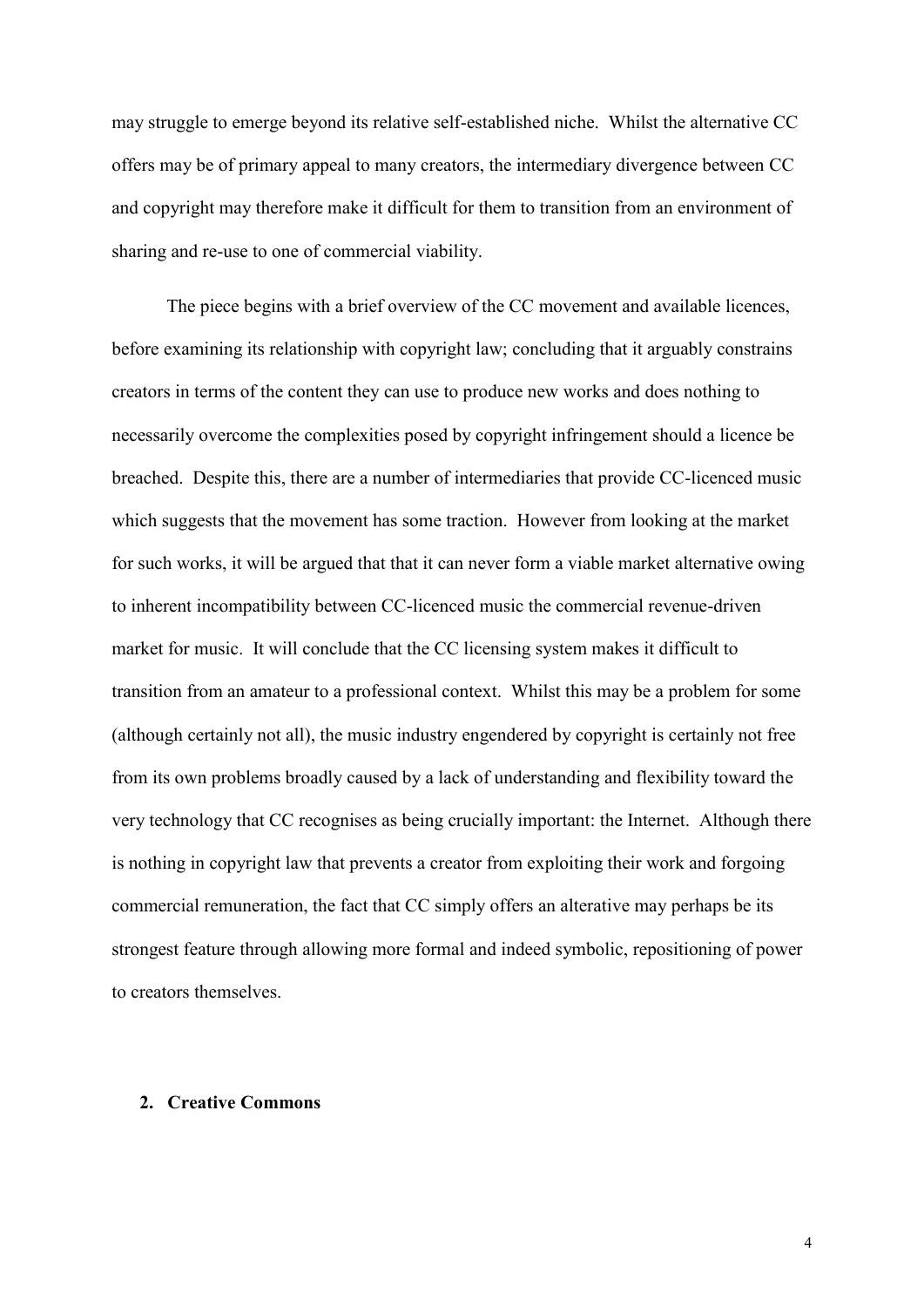may struggle to emerge beyond its relative self-established niche. Whilst the alternative CC offers may be of primary appeal to many creators, the intermediary divergence between CC and copyright may therefore make it difficult for them to transition from an environment of sharing and re-use to one of commercial viability.

The piece begins with a brief overview of the CC movement and available licences, before examining its relationship with copyright law; concluding that it arguably constrains creators in terms of the content they can use to produce new works and does nothing to necessarily overcome the complexities posed by copyright infringement should a licence be breached. Despite this, there are a number of intermediaries that provide CC-licenced music which suggests that the movement has some traction. However from looking at the market for such works, it will be argued that that it can never form a viable market alternative owing to inherent incompatibility between CC-licenced music the commercial revenue-driven market for music. It will conclude that the CC licensing system makes it difficult to transition from an amateur to a professional context. Whilst this may be a problem for some (although certainly not all), the music industry engendered by copyright is certainly not free from its own problems broadly caused by a lack of understanding and flexibility toward the very technology that CC recognises as being crucially important: the Internet. Although there is nothing in copyright law that prevents a creator from exploiting their work and forgoing commercial remuneration, the fact that CC simply offers an alterative may perhaps be its strongest feature through allowing more formal and indeed symbolic, repositioning of power to creators themselves.

## 2. Creative Commons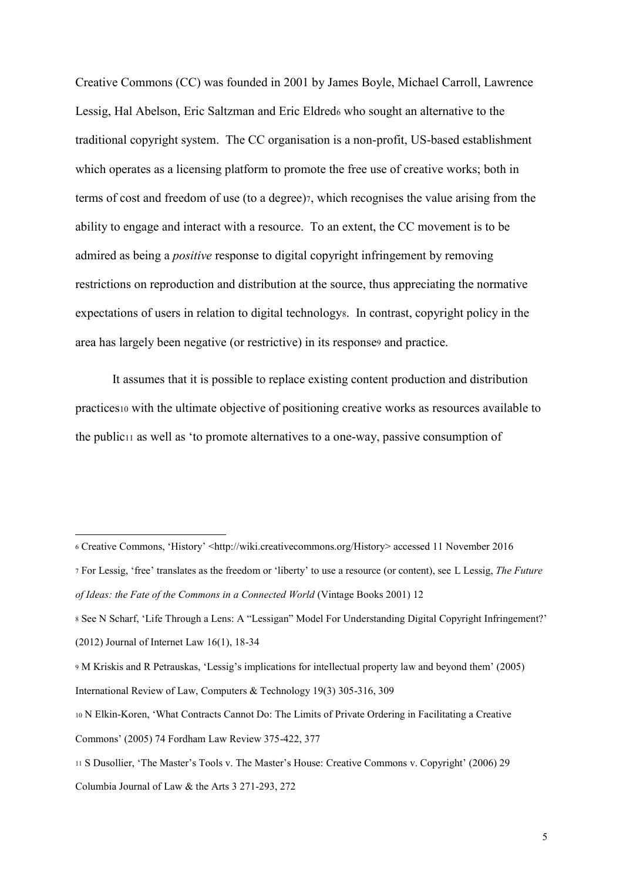Creative Commons (CC) was founded in 2001 by James Boyle, Michael Carroll, Lawrence Lessig, Hal Abelson, Eric Saltzman and Eric Eldred[6] who sought an alternative to the traditional copyright system. The CC organisation is a non-profit, US-based establishment which operates as a licensing platform to promote the free use of creative works; both in terms of cost and freedom of use (to a degree)[7], which recognises the value arising from the ability to engage and interact with a resource. To an extent, the CC movement is to be admired as being a *positive* response to digital copyright infringement by removing restrictions on reproduction and distribution at the source, thus appreciating the normative expectations of users in relation to digital technology[8]. In contrast, copyright policy in the area has largely been negative (or restrictive) in its response[9] and practice.

It assumes that it is possible to replace existing content production and distribution practices[10] with the ultimate objective of positioning creative works as resources available to the public[11] as well as 'to promote alternatives to a one-way, passive consumption of

---

[6] Creative Commons, 'History' <http://wiki.creativecommons.org/History> accessed 11 November 2016

[7] For Lessig, 'free' translates as the freedom or 'liberty' to use a resource (or content), see L Lessig, *The Future of Ideas: the Fate of the Commons in a Connected World* (Vintage Books 2001) 12

[8] See N Scharf, 'Life Through a Lens: A "Lessigan" Model For Understanding Digital Copyright Infringement?' (2012) Journal of Internet Law 16(1), 18-34

[9] M Kriskis and R Petrauskas, 'Lessig's implications for intellectual property law and beyond them' (2005) International Review of Law, Computers & Technology 19(3) 305-316, 309

[10] N Elkin-Koren, 'What Contracts Cannot Do: The Limits of Private Ordering in Facilitating a Creative Commons' (2005) 74 Fordham Law Review 375-422, 377

[11] S Dusollier, 'The Master's Tools v. The Master's House: Creative Commons v. Copyright' (2006) 29 Columbia Journal of Law & the Arts 3 271-293, 272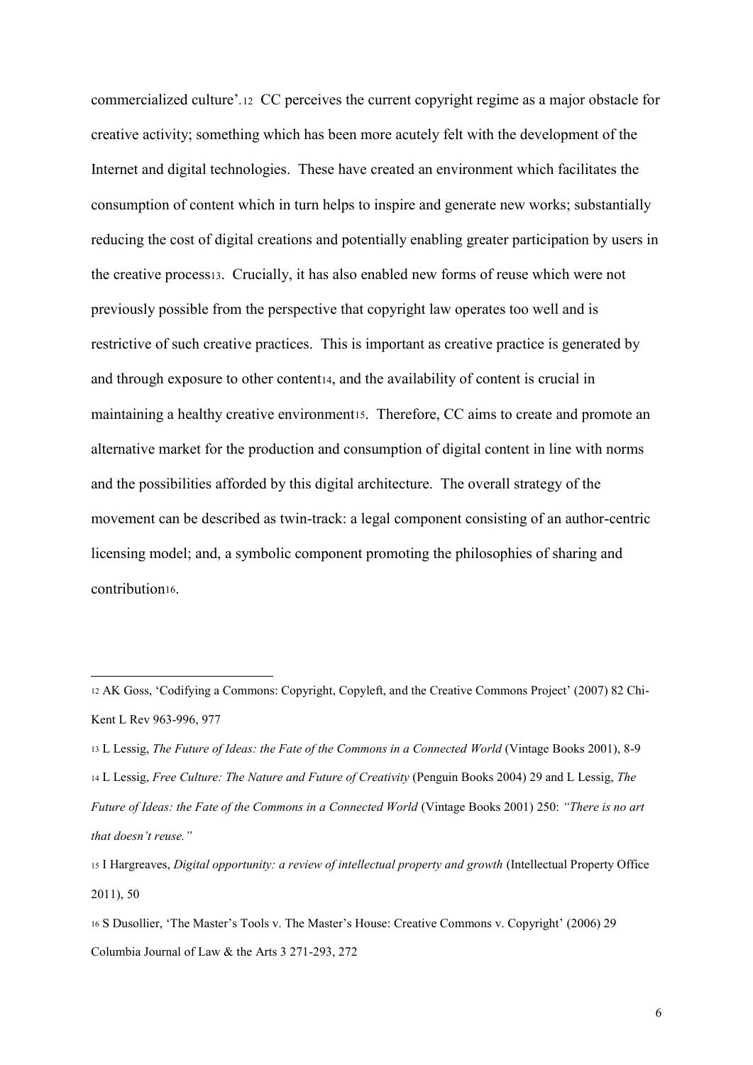commercialized culture'.[12] CC perceives the current copyright regime as a major obstacle for creative activity; something which has been more acutely felt with the development of the Internet and digital technologies. These have created an environment which facilitates the consumption of content which in turn helps to inspire and generate new works; substantially reducing the cost of digital creations and potentially enabling greater participation by users in the creative process[13]. Crucially, it has also enabled new forms of reuse which were not previously possible from the perspective that copyright law operates too well and is restrictive of such creative practices. This is important as creative practice is generated by and through exposure to other content[14], and the availability of content is crucial in maintaining a healthy creative environment[15]. Therefore, CC aims to create and promote an alternative market for the production and consumption of digital content in line with norms and the possibilities afforded by this digital architecture. The overall strategy of the movement can be described as twin-track: a legal component consisting of an author-centric licensing model; and, a symbolic component promoting the philosophies of sharing and contribution[16].

---

[12] AK Goss, 'Codifying a Commons: Copyright, Copyleft, and the Creative Commons Project' (2007) 82 Chi-Kent L Rev 963-996, 977

[13] L Lessig, *The Future of Ideas: the Fate of the Commons in a Connected World* (Vintage Books 2001), 8-9

[14] L Lessig, *Free Culture: The Nature and Future of Creativity* (Penguin Books 2004) 29 and L Lessig, *The Future of Ideas: the Fate of the Commons in a Connected World* (Vintage Books 2001) 250: *"There is no art that doesn't reuse."*

[15] I Hargreaves, *Digital opportunity: a review of intellectual property and growth* (Intellectual Property Office 2011), 50

[16] S Dusollier, 'The Master's Tools v. The Master's House: Creative Commons v. Copyright' (2006) 29 Columbia Journal of Law & the Arts 3 271-293, 272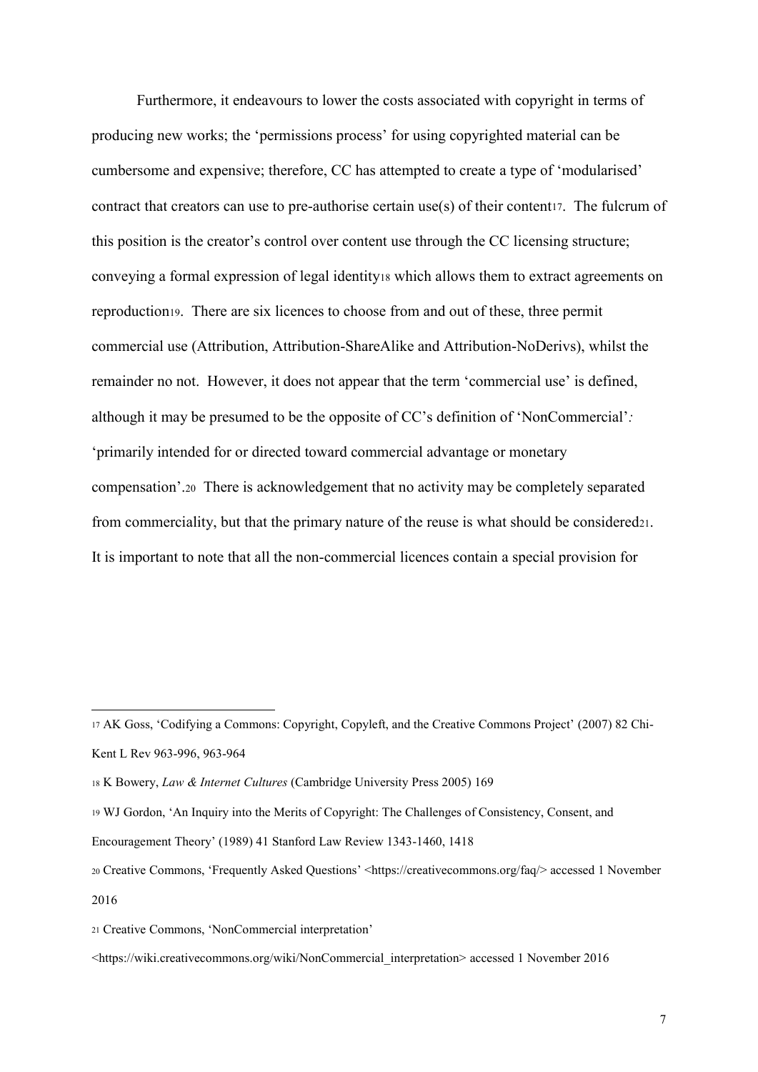Furthermore, it endeavours to lower the costs associated with copyright in terms of producing new works; the 'permissions process' for using copyrighted material can be cumbersome and expensive; therefore, CC has attempted to create a type of 'modularised' contract that creators can use to pre-authorise certain use(s) of their content[17]. The fulcrum of this position is the creator's control over content use through the CC licensing structure; conveying a formal expression of legal identity[18] which allows them to extract agreements on reproduction[19]. There are six licences to choose from and out of these, three permit commercial use (Attribution, Attribution-ShareAlike and Attribution-NoDerivs), whilst the remainder no not. However, it does not appear that the term 'commercial use' is defined, although it may be presumed to be the opposite of CC's definition of 'NonCommercial'*:* 'primarily intended for or directed toward commercial advantage or monetary compensation'.[20] There is acknowledgement that no activity may be completely separated from commerciality, but that the primary nature of the reuse is what should be considered[21]. It is important to note that all the non-commercial licences contain a special provision for

---

[17] AK Goss, 'Codifying a Commons: Copyright, Copyleft, and the Creative Commons Project' (2007) 82 Chi-Kent L Rev 963-996, 963-964

[18] K Bowery, *Law & Internet Cultures* (Cambridge University Press 2005) 169

[19] WJ Gordon, 'An Inquiry into the Merits of Copyright: The Challenges of Consistency, Consent, and Encouragement Theory' (1989) 41 Stanford Law Review 1343-1460, 1418

[20] Creative Commons, 'Frequently Asked Questions' <https://creativecommons.org/faq/> accessed 1 November 2016

[21] Creative Commons, 'NonCommercial interpretation' <https://wiki.creativecommons.org/wiki/NonCommercial_interpretation> accessed 1 November 2016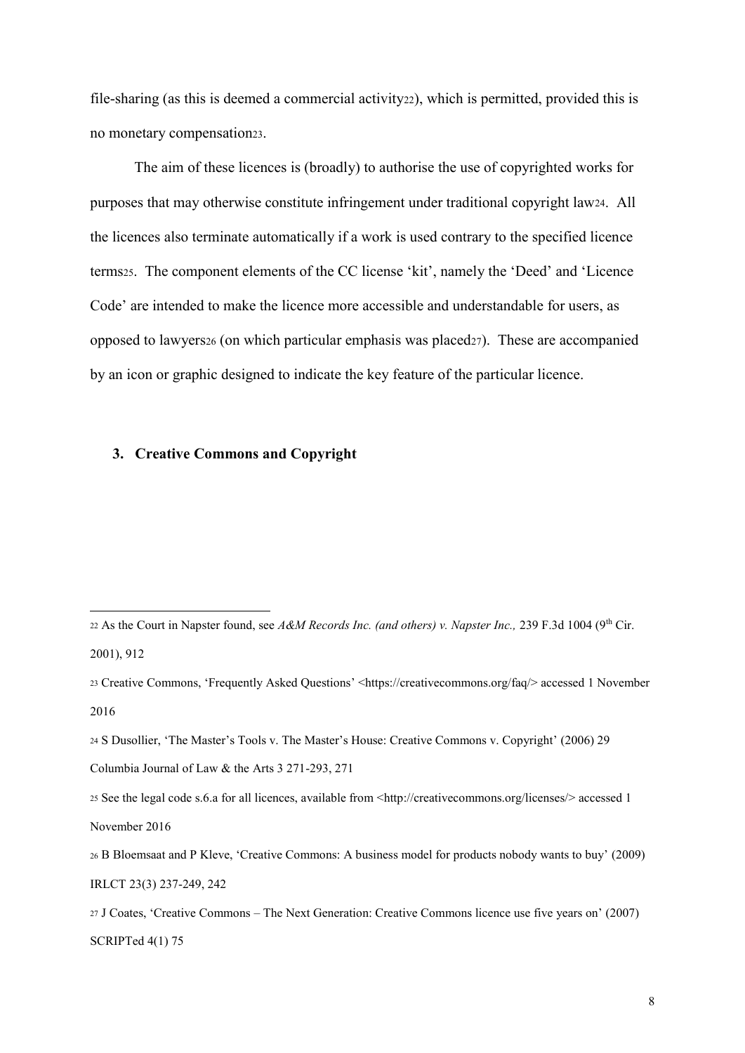file-sharing (as this is deemed a commercial activity[22]), which is permitted, provided this is no monetary compensation[23].

The aim of these licences is (broadly) to authorise the use of copyrighted works for purposes that may otherwise constitute infringement under traditional copyright law[24]. All the licences also terminate automatically if a work is used contrary to the specified licence terms[25]. The component elements of the CC license 'kit', namely the 'Deed' and 'Licence Code' are intended to make the licence more accessible and understandable for users, as opposed to lawyers[26] (on which particular emphasis was placed[27]). These are accompanied by an icon or graphic designed to indicate the key feature of the particular licence.

### 3. Creative Commons and Copyright

---

[22] As the Court in Napster found, see *A&M Records Inc. (and others) v. Napster Inc.,* 239 F.3d 1004 (9th Cir. 2001), 912

[23] Creative Commons, 'Frequently Asked Questions' <https://creativecommons.org/faq/> accessed 1 November 2016

[24] S Dusollier, 'The Master's Tools v. The Master's House: Creative Commons v. Copyright' (2006) 29 Columbia Journal of Law & the Arts 3 271-293, 271

[25] See the legal code s.6.a for all licences, available from <http://creativecommons.org/licenses/> accessed 1 November 2016

[26] B Bloemsaat and P Kleve, 'Creative Commons: A business model for products nobody wants to buy' (2009) IRLCT 23(3) 237-249, 242

[27] J Coates, 'Creative Commons – The Next Generation: Creative Commons licence use five years on' (2007) SCRIPTed 4(1) 75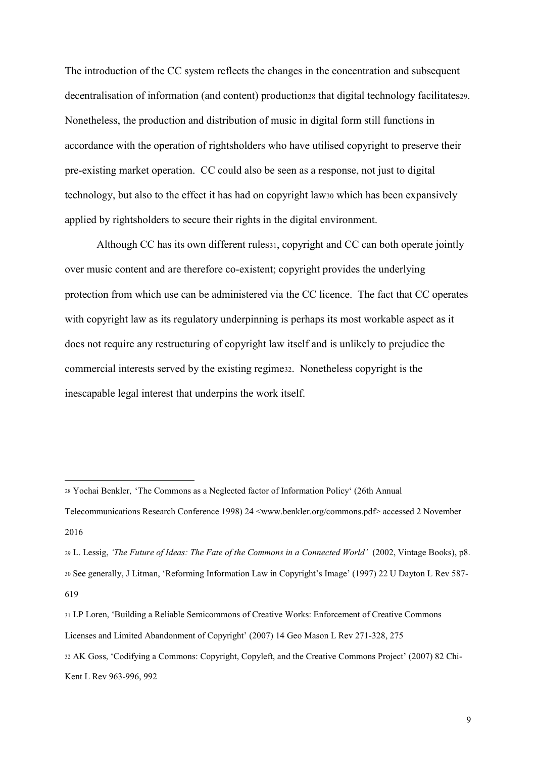The introduction of the CC system reflects the changes in the concentration and subsequent decentralisation of information (and content) production[28] that digital technology facilitates[29]. Nonetheless, the production and distribution of music in digital form still functions in accordance with the operation of rightsholders who have utilised copyright to preserve their pre-existing market operation. CC could also be seen as a response, not just to digital technology, but also to the effect it has had on copyright law[30] which has been expansively applied by rightsholders to secure their rights in the digital environment.

Although CC has its own different rules[31], copyright and CC can both operate jointly over music content and are therefore co-existent; copyright provides the underlying protection from which use can be administered via the CC licence. The fact that CC operates with copyright law as its regulatory underpinning is perhaps its most workable aspect as it does not require any restructuring of copyright law itself and is unlikely to prejudice the commercial interests served by the existing regime[32]. Nonetheless copyright is the inescapable legal interest that underpins the work itself.

---

[28] Yochai Benkler, 'The Commons as a Neglected factor of Information Policy' (26th Annual Telecommunications Research Conference 1998) 24 <www.benkler.org/commons.pdf> accessed 2 November 2016

[29] L. Lessig, *'The Future of Ideas: The Fate of the Commons in a Connected World'* (2002, Vintage Books), p8.

[30] See generally, J Litman, 'Reforming Information Law in Copyright's Image' (1997) 22 U Dayton L Rev 587-619

[31] LP Loren, 'Building a Reliable Semicommons of Creative Works: Enforcement of Creative Commons Licenses and Limited Abandonment of Copyright' (2007) 14 Geo Mason L Rev 271-328, 275

[32] AK Goss, 'Codifying a Commons: Copyright, Copyleft, and the Creative Commons Project' (2007) 82 Chi-Kent L Rev 963-996, 992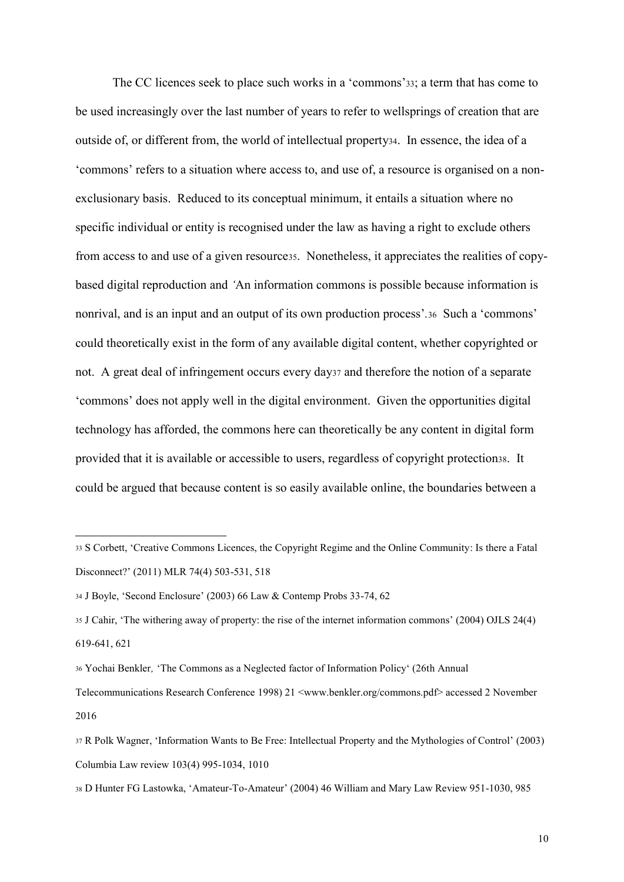The CC licences seek to place such works in a 'commons'[33]; a term that has come to be used increasingly over the last number of years to refer to wellsprings of creation that are outside of, or different from, the world of intellectual property[34]. In essence, the idea of a 'commons' refers to a situation where access to, and use of, a resource is organised on a non-exclusionary basis. Reduced to its conceptual minimum, it entails a situation where no specific individual or entity is recognised under the law as having a right to exclude others from access to and use of a given resource[35]. Nonetheless, it appreciates the realities of copy-based digital reproduction and *'*An information commons is possible because information is nonrival, and is an input and an output of its own production process'.[36] Such a 'commons' could theoretically exist in the form of any available digital content, whether copyrighted or not. A great deal of infringement occurs every day[37] and therefore the notion of a separate 'commons' does not apply well in the digital environment. Given the opportunities digital technology has afforded, the commons here can theoretically be any content in digital form provided that it is available or accessible to users, regardless of copyright protection[38]. It could be argued that because content is so easily available online, the boundaries between a

---

[33] S Corbett, 'Creative Commons Licences, the Copyright Regime and the Online Community: Is there a Fatal Disconnect?' (2011) MLR 74(4) 503-531, 518

[34] J Boyle, 'Second Enclosure' (2003) 66 Law & Contemp Probs 33-74, 62

[35] J Cahir, 'The withering away of property: the rise of the internet information commons' (2004) OJLS 24(4) 619-641, 621

[36] Yochai Benkler*,* 'The Commons as a Neglected factor of Information Policy' (26th Annual Telecommunications Research Conference 1998) 21 <www.benkler.org/commons.pdf> accessed 2 November 2016

[37] R Polk Wagner, 'Information Wants to Be Free: Intellectual Property and the Mythologies of Control' (2003) Columbia Law review 103(4) 995-1034, 1010

[38] D Hunter FG Lastowka, 'Amateur-To-Amateur' (2004) 46 William and Mary Law Review 951-1030, 985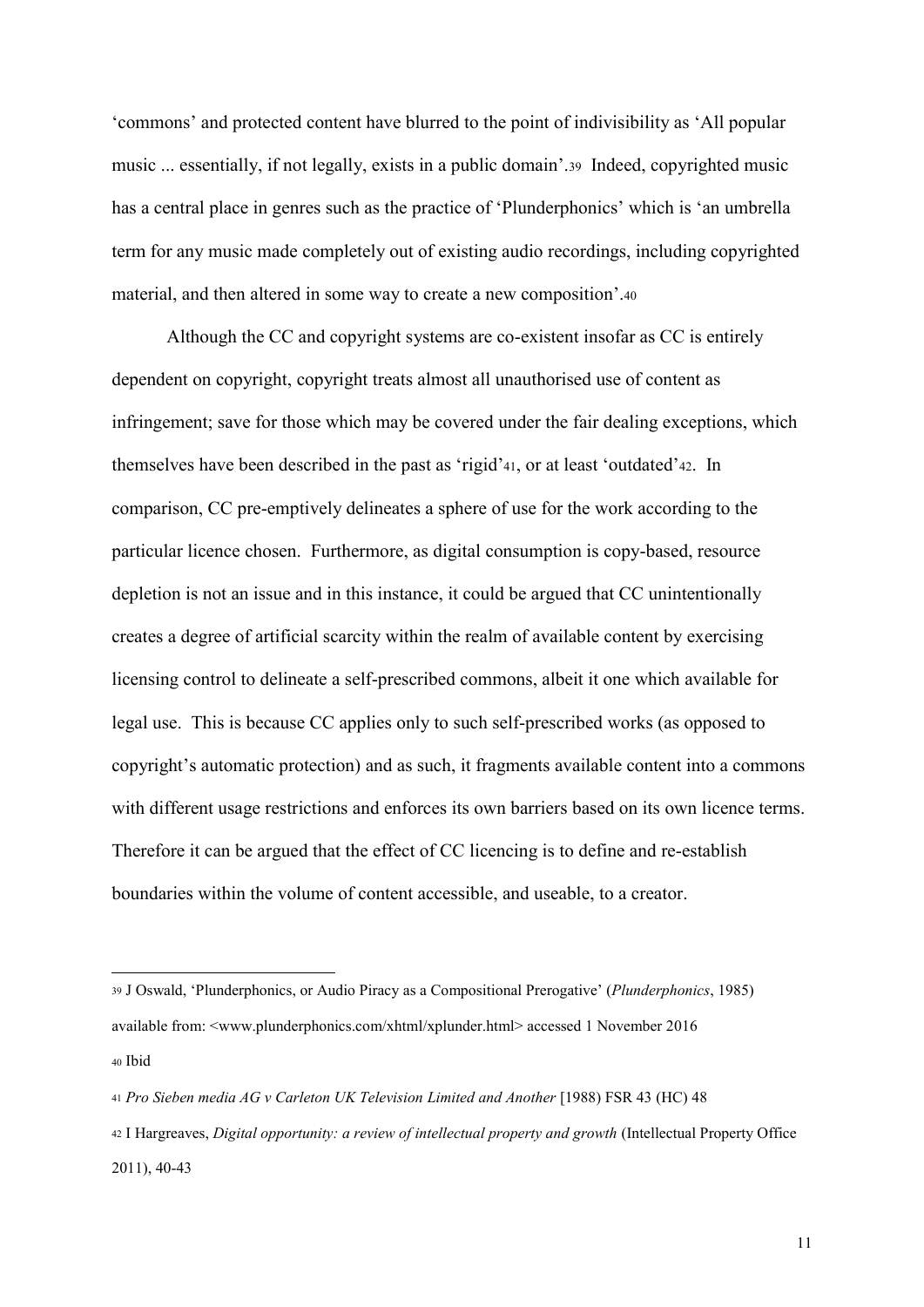'commons' and protected content have blurred to the point of indivisibility as 'All popular music ... essentially, if not legally, exists in a public domain'.[39] Indeed, copyrighted music has a central place in genres such as the practice of 'Plunderphonics' which is 'an umbrella term for any music made completely out of existing audio recordings, including copyrighted material, and then altered in some way to create a new composition'.[40]

Although the CC and copyright systems are co-existent insofar as CC is entirely dependent on copyright, copyright treats almost all unauthorised use of content as infringement; save for those which may be covered under the fair dealing exceptions, which themselves have been described in the past as 'rigid'[41], or at least 'outdated'[42]. In comparison, CC pre-emptively delineates a sphere of use for the work according to the particular licence chosen. Furthermore, as digital consumption is copy-based, resource depletion is not an issue and in this instance, it could be argued that CC unintentionally creates a degree of artificial scarcity within the realm of available content by exercising licensing control to delineate a self-prescribed commons, albeit it one which available for legal use. This is because CC applies only to such self-prescribed works (as opposed to copyright's automatic protection) and as such, it fragments available content into a commons with different usage restrictions and enforces its own barriers based on its own licence terms. Therefore it can be argued that the effect of CC licencing is to define and re-establish boundaries within the volume of content accessible, and useable, to a creator.

---

[39] J Oswald, 'Plunderphonics, or Audio Piracy as a Compositional Prerogative' (*Plunderphonics*, 1985) available from: <www.plunderphonics.com/xhtml/xplunder.html> accessed 1 November 2016

[40] Ibid

[41] *Pro Sieben media AG v Carleton UK Television Limited and Another* [1988) FSR 43 (HC) 48

[42] I Hargreaves, *Digital opportunity: a review of intellectual property and growth* (Intellectual Property Office 2011), 40-43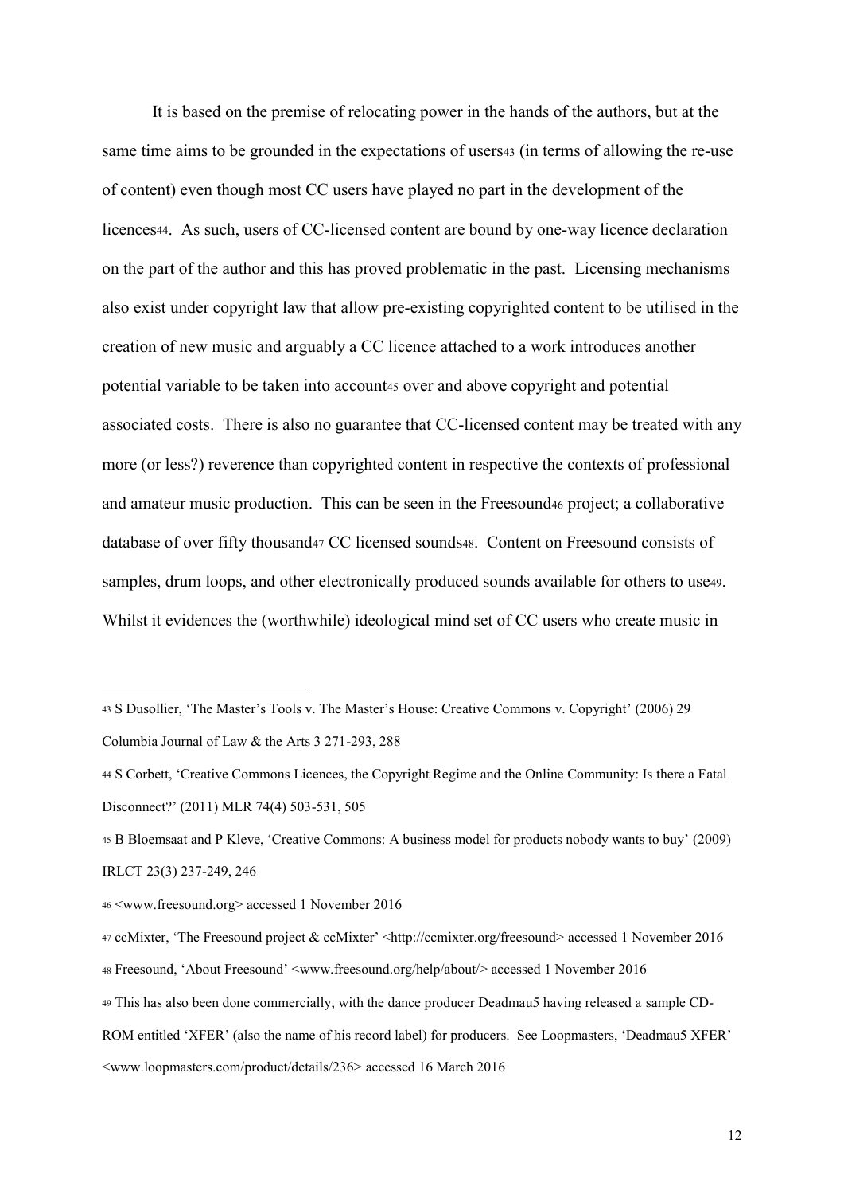It is based on the premise of relocating power in the hands of the authors, but at the same time aims to be grounded in the expectations of users[43] (in terms of allowing the re-use of content) even though most CC users have played no part in the development of the licences[44]. As such, users of CC-licensed content are bound by one-way licence declaration on the part of the author and this has proved problematic in the past. Licensing mechanisms also exist under copyright law that allow pre-existing copyrighted content to be utilised in the creation of new music and arguably a CC licence attached to a work introduces another potential variable to be taken into account[45] over and above copyright and potential associated costs. There is also no guarantee that CC-licensed content may be treated with any more (or less?) reverence than copyrighted content in respective the contexts of professional and amateur music production. This can be seen in the Freesound[46] project; a collaborative database of over fifty thousand[47] CC licensed sounds[48]. Content on Freesound consists of samples, drum loops, and other electronically produced sounds available for others to use[49]. Whilst it evidences the (worthwhile) ideological mind set of CC users who create music in

---

[43] S Dusollier, 'The Master's Tools v. The Master's House: Creative Commons v. Copyright' (2006) 29 Columbia Journal of Law & the Arts 3 271-293, 288

[44] S Corbett, 'Creative Commons Licences, the Copyright Regime and the Online Community: Is there a Fatal Disconnect?' (2011) MLR 74(4) 503-531, 505

[45] B Bloemsaat and P Kleve, 'Creative Commons: A business model for products nobody wants to buy' (2009) IRLCT 23(3) 237-249, 246

[46] <www.freesound.org> accessed 1 November 2016

[47] ccMixter, 'The Freesound project & ccMixter' <http://ccmixter.org/freesound> accessed 1 November 2016

[48] Freesound, 'About Freesound' <www.freesound.org/help/about/> accessed 1 November 2016

[49] This has also been done commercially, with the dance producer Deadmau5 having released a sample CD-ROM entitled 'XFER' (also the name of his record label) for producers. See Loopmasters, 'Deadmau5 XFER' <www.loopmasters.com/product/details/236> accessed 16 March 2016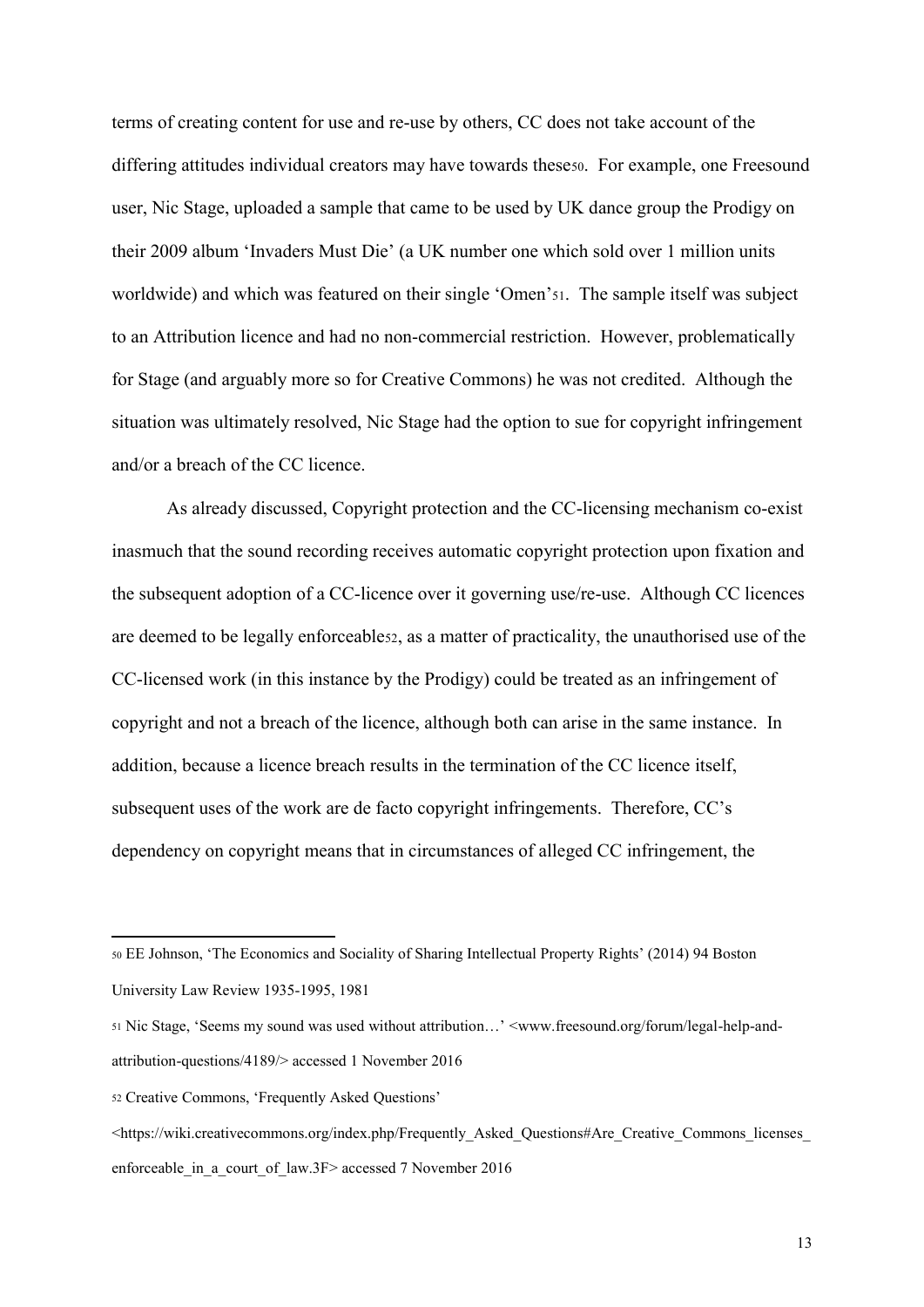terms of creating content for use and re-use by others, CC does not take account of the differing attitudes individual creators may have towards these[50]. For example, one Freesound user, Nic Stage, uploaded a sample that came to be used by UK dance group the Prodigy on their 2009 album 'Invaders Must Die' (a UK number one which sold over 1 million units worldwide) and which was featured on their single 'Omen'[51]. The sample itself was subject to an Attribution licence and had no non-commercial restriction. However, problematically for Stage (and arguably more so for Creative Commons) he was not credited. Although the situation was ultimately resolved, Nic Stage had the option to sue for copyright infringement and/or a breach of the CC licence.

As already discussed, Copyright protection and the CC-licensing mechanism co-exist inasmuch that the sound recording receives automatic copyright protection upon fixation and the subsequent adoption of a CC-licence over it governing use/re-use. Although CC licences are deemed to be legally enforceable[52], as a matter of practicality, the unauthorised use of the CC-licensed work (in this instance by the Prodigy) could be treated as an infringement of copyright and not a breach of the licence, although both can arise in the same instance. In addition, because a licence breach results in the termination of the CC licence itself, subsequent uses of the work are de facto copyright infringements. Therefore, CC's dependency on copyright means that in circumstances of alleged CC infringement, the

---

[50] EE Johnson, 'The Economics and Sociality of Sharing Intellectual Property Rights' (2014) 94 Boston University Law Review 1935-1995, 1981

[51] Nic Stage, 'Seems my sound was used without attribution…' <www.freesound.org/forum/legal-help-and-attribution-questions/4189/> accessed 1 November 2016

[52] Creative Commons, 'Frequently Asked Questions' <https://wiki.creativecommons.org/index.php/Frequently_Asked_Questions#Are_Creative_Commons_licenses_enforceable_in_a_court_of_law.3F> accessed 7 November 2016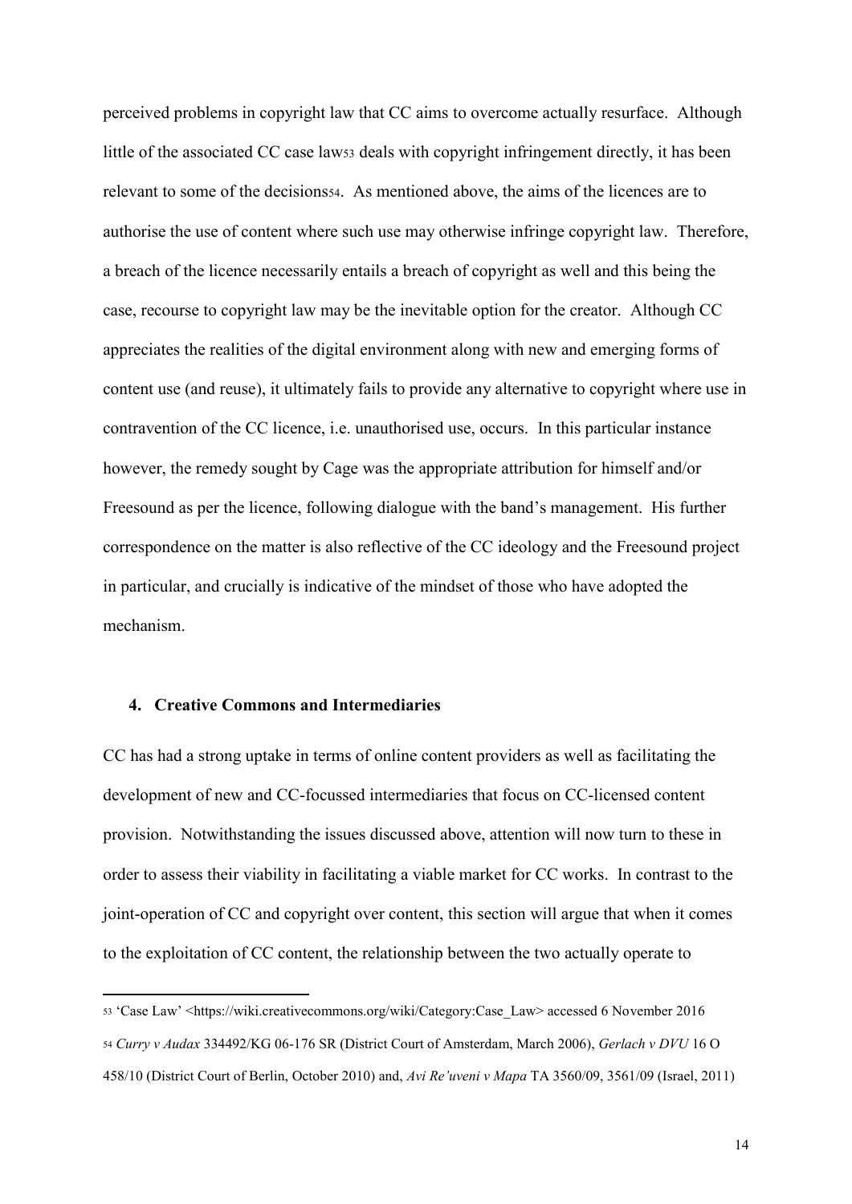perceived problems in copyright law that CC aims to overcome actually resurface. Although little of the associated CC case law[53] deals with copyright infringement directly, it has been relevant to some of the decisions[54]. As mentioned above, the aims of the licences are to authorise the use of content where such use may otherwise infringe copyright law. Therefore, a breach of the licence necessarily entails a breach of copyright as well and this being the case, recourse to copyright law may be the inevitable option for the creator. Although CC appreciates the realities of the digital environment along with new and emerging forms of content use (and reuse), it ultimately fails to provide any alternative to copyright where use in contravention of the CC licence, i.e. unauthorised use, occurs. In this particular instance however, the remedy sought by Cage was the appropriate attribution for himself and/or Freesound as per the licence, following dialogue with the band's management. His further correspondence on the matter is also reflective of the CC ideology and the Freesound project in particular, and crucially is indicative of the mindset of those who have adopted the mechanism.

## 4. Creative Commons and Intermediaries

CC has had a strong uptake in terms of online content providers as well as facilitating the development of new and CC-focussed intermediaries that focus on CC-licensed content provision. Notwithstanding the issues discussed above, attention will now turn to these in order to assess their viability in facilitating a viable market for CC works. In contrast to the joint-operation of CC and copyright over content, this section will argue that when it comes to the exploitation of CC content, the relationship between the two actually operate to

---

[53] 'Case Law' <https://wiki.creativecommons.org/wiki/Category:Case_Law> accessed 6 November 2016

[54] *Curry v Audax* 334492/KG 06-176 SR (District Court of Amsterdam, March 2006), *Gerlach v DVU* 16 O 458/10 (District Court of Berlin, October 2010) and, *Avi Re'uveni v Mapa* TA 3560/09, 3561/09 (Israel, 2011)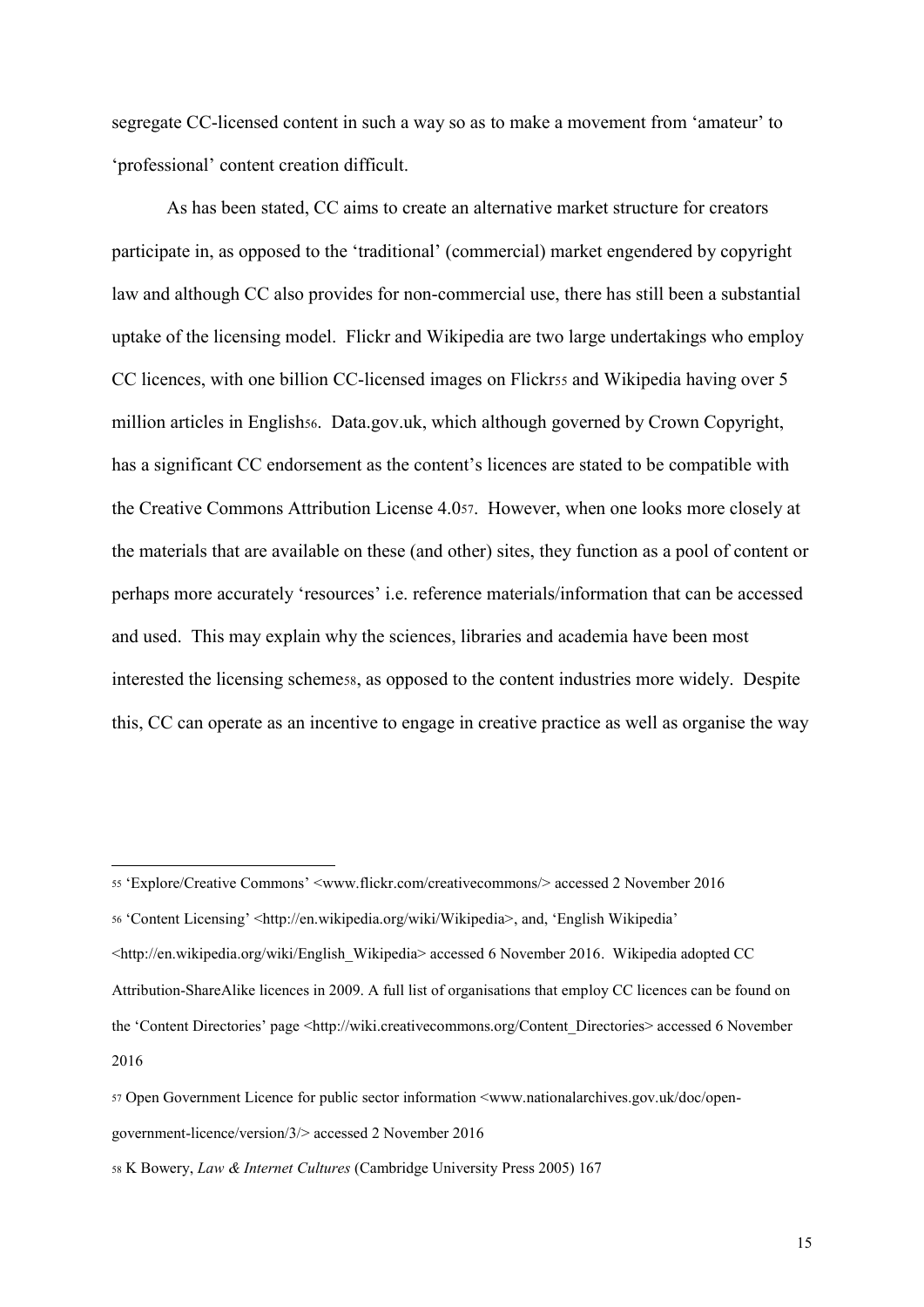segregate CC-licensed content in such a way so as to make a movement from 'amateur' to 'professional' content creation difficult.

As has been stated, CC aims to create an alternative market structure for creators participate in, as opposed to the 'traditional' (commercial) market engendered by copyright law and although CC also provides for non-commercial use, there has still been a substantial uptake of the licensing model. Flickr and Wikipedia are two large undertakings who employ CC licences, with one billion CC-licensed images on Flickr[55] and Wikipedia having over 5 million articles in English[56]. Data.gov.uk, which although governed by Crown Copyright, has a significant CC endorsement as the content's licences are stated to be compatible with the Creative Commons Attribution License 4.0[57]. However, when one looks more closely at the materials that are available on these (and other) sites, they function as a pool of content or perhaps more accurately 'resources' i.e. reference materials/information that can be accessed and used. This may explain why the sciences, libraries and academia have been most interested the licensing scheme[58], as opposed to the content industries more widely. Despite this, CC can operate as an incentive to engage in creative practice as well as organise the way

---

[55] 'Explore/Creative Commons' <www.flickr.com/creativecommons/> accessed 2 November 2016

[56] 'Content Licensing' <http://en.wikipedia.org/wiki/Wikipedia>, and, 'English Wikipedia' <http://en.wikipedia.org/wiki/English_Wikipedia> accessed 6 November 2016. Wikipedia adopted CC Attribution-ShareAlike licences in 2009. A full list of organisations that employ CC licences can be found on the 'Content Directories' page <http://wiki.creativecommons.org/Content_Directories> accessed 6 November 2016

[57] Open Government Licence for public sector information <www.nationalarchives.gov.uk/doc/open-government-licence/version/3/> accessed 2 November 2016

[58] K Bowery, *Law & Internet Cultures* (Cambridge University Press 2005) 167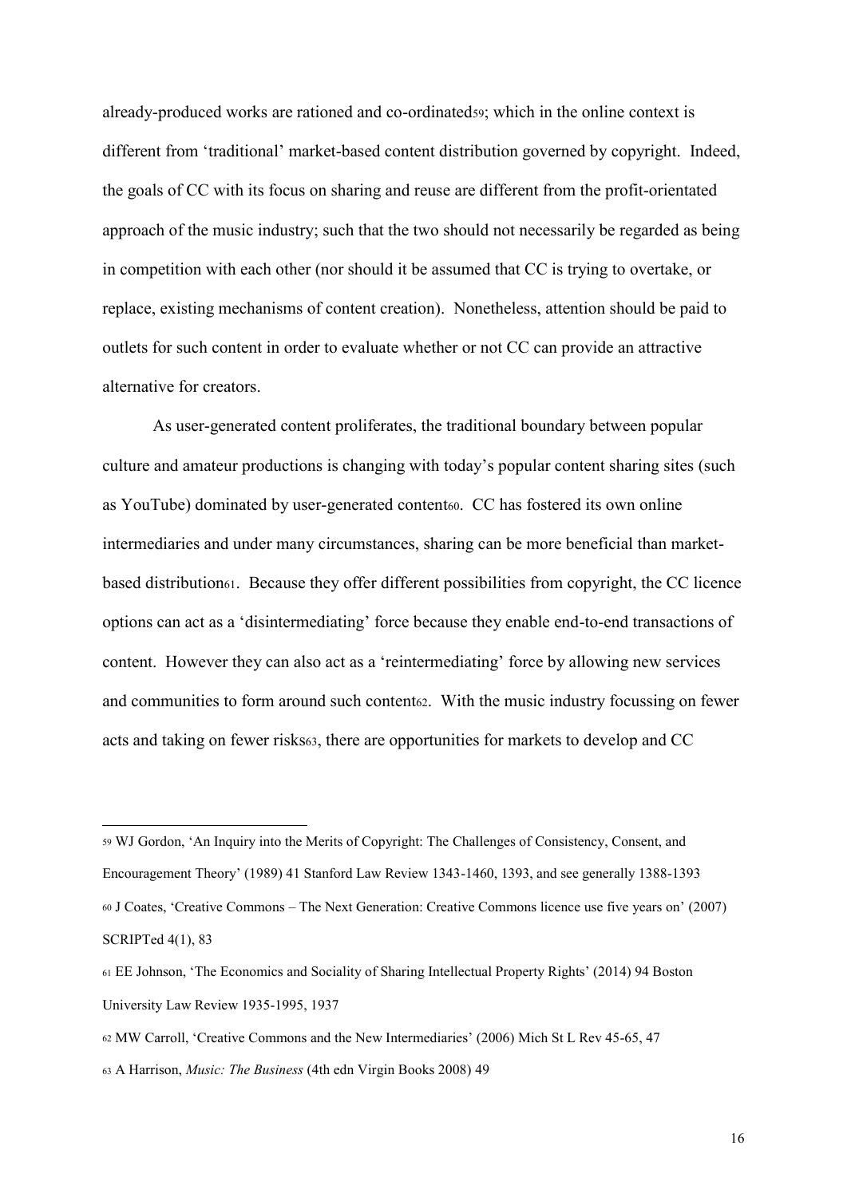already-produced works are rationed and co-ordinated[59]; which in the online context is different from 'traditional' market-based content distribution governed by copyright. Indeed, the goals of CC with its focus on sharing and reuse are different from the profit-orientated approach of the music industry; such that the two should not necessarily be regarded as being in competition with each other (nor should it be assumed that CC is trying to overtake, or replace, existing mechanisms of content creation). Nonetheless, attention should be paid to outlets for such content in order to evaluate whether or not CC can provide an attractive alternative for creators.

As user-generated content proliferates, the traditional boundary between popular culture and amateur productions is changing with today's popular content sharing sites (such as YouTube) dominated by user-generated content[60]. CC has fostered its own online intermediaries and under many circumstances, sharing can be more beneficial than market-based distribution[61]. Because they offer different possibilities from copyright, the CC licence options can act as a 'disintermediating' force because they enable end-to-end transactions of content. However they can also act as a 'reintermediating' force by allowing new services and communities to form around such content[62]. With the music industry focussing on fewer acts and taking on fewer risks[63], there are opportunities for markets to develop and CC

---

[59] WJ Gordon, 'An Inquiry into the Merits of Copyright: The Challenges of Consistency, Consent, and Encouragement Theory' (1989) 41 Stanford Law Review 1343-1460, 1393, and see generally 1388-1393

[60] J Coates, 'Creative Commons – The Next Generation: Creative Commons licence use five years on' (2007) SCRIPTed 4(1), 83

[61] EE Johnson, 'The Economics and Sociality of Sharing Intellectual Property Rights' (2014) 94 Boston University Law Review 1935-1995, 1937

[62] MW Carroll, 'Creative Commons and the New Intermediaries' (2006) Mich St L Rev 45-65, 47

[63] A Harrison, *Music: The Business* (4th edn Virgin Books 2008) 49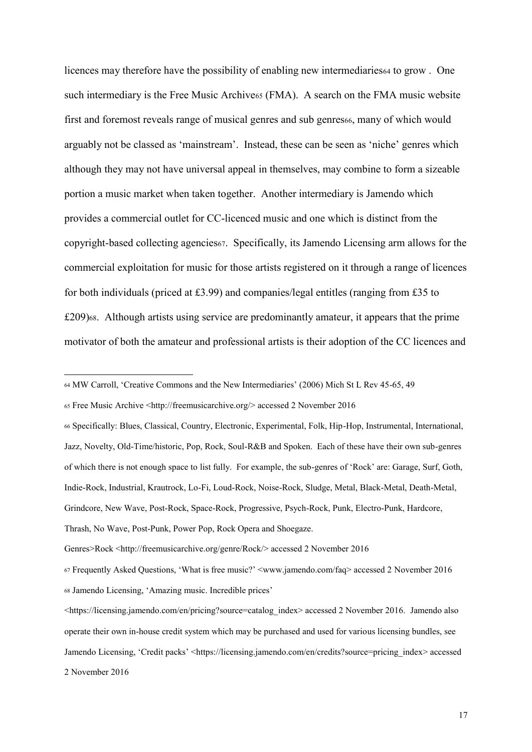licences may therefore have the possibility of enabling new intermediaries[64] to grow . One such intermediary is the Free Music Archive[65] (FMA). A search on the FMA music website first and foremost reveals range of musical genres and sub genres[66], many of which would arguably not be classed as 'mainstream'. Instead, these can be seen as 'niche' genres which although they may not have universal appeal in themselves, may combine to form a sizeable portion a music market when taken together. Another intermediary is Jamendo which provides a commercial outlet for CC-licenced music and one which is distinct from the copyright-based collecting agencies[67]. Specifically, its Jamendo Licensing arm allows for the commercial exploitation for music for those artists registered on it through a range of licences for both individuals (priced at £3.99) and companies/legal entitles (ranging from £35 to £209)[68]. Although artists using service are predominantly amateur, it appears that the prime motivator of both the amateur and professional artists is their adoption of the CC licences and

---

[64] MW Carroll, 'Creative Commons and the New Intermediaries' (2006) Mich St L Rev 45-65, 49

[65] Free Music Archive <http://freemusicarchive.org/> accessed 2 November 2016

[66] Specifically: Blues, Classical, Country, Electronic, Experimental, Folk, Hip-Hop, Instrumental, International, Jazz, Novelty, Old-Time/historic, Pop, Rock, Soul-R&B and Spoken. Each of these have their own sub-genres of which there is not enough space to list fully. For example, the sub-genres of 'Rock' are: Garage, Surf, Goth, Indie-Rock, Industrial, Krautrock, Lo-Fi, Loud-Rock, Noise-Rock, Sludge, Metal, Black-Metal, Death-Metal, Grindcore, New Wave, Post-Rock, Space-Rock, Progressive, Psych-Rock, Punk, Electro-Punk, Hardcore, Thrash, No Wave, Post-Punk, Power Pop, Rock Opera and Shoegaze.

Genres>Rock <http://freemusicarchive.org/genre/Rock/> accessed 2 November 2016

[67] Frequently Asked Questions, 'What is free music?' <www.jamendo.com/faq> accessed 2 November 2016

[68] Jamendo Licensing, 'Amazing music. Incredible prices' <https://licensing.jamendo.com/en/pricing?source=catalog_index> accessed 2 November 2016. Jamendo also operate their own in-house credit system which may be purchased and used for various licensing bundles, see Jamendo Licensing, 'Credit packs' <https://licensing.jamendo.com/en/credits?source=pricing_index> accessed 2 November 2016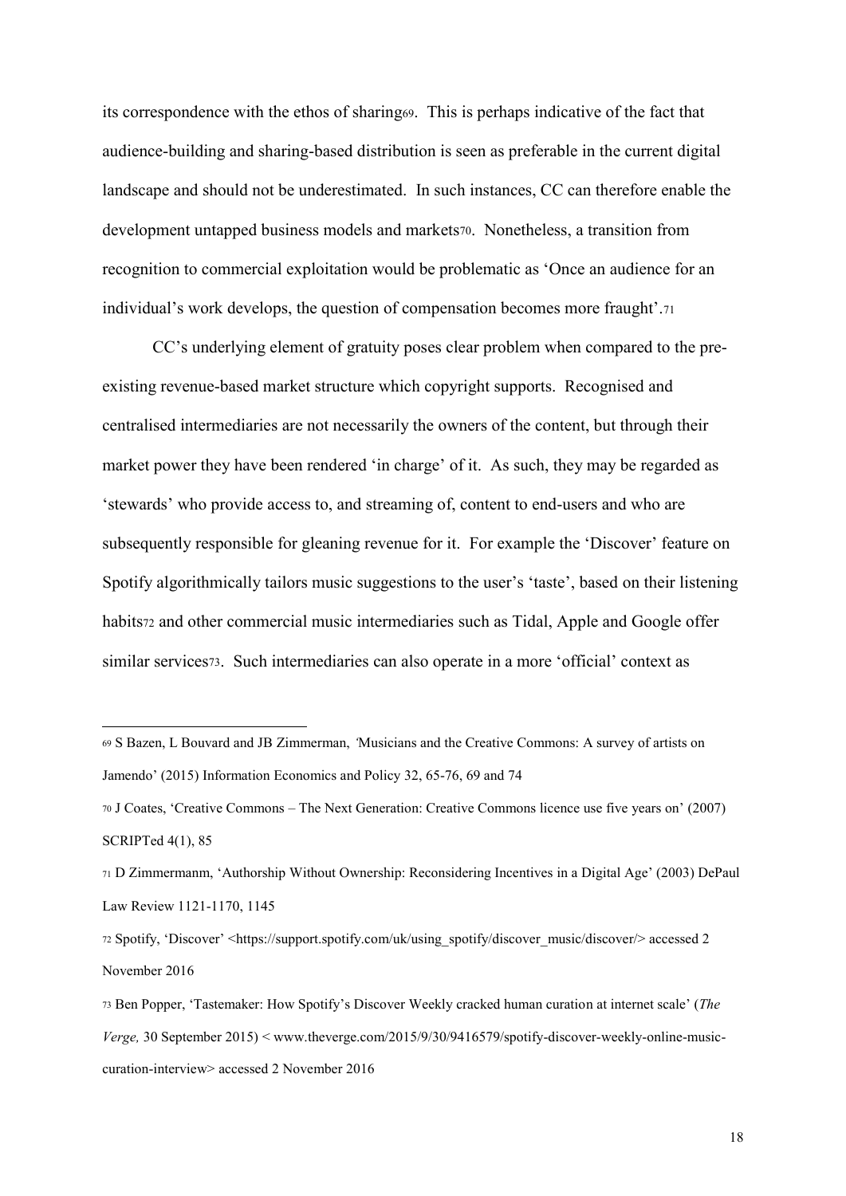its correspondence with the ethos of sharing[69]. This is perhaps indicative of the fact that audience-building and sharing-based distribution is seen as preferable in the current digital landscape and should not be underestimated. In such instances, CC can therefore enable the development untapped business models and markets[70]. Nonetheless, a transition from recognition to commercial exploitation would be problematic as 'Once an audience for an individual's work develops, the question of compensation becomes more fraught'.[71]

CC's underlying element of gratuity poses clear problem when compared to the pre-existing revenue-based market structure which copyright supports. Recognised and centralised intermediaries are not necessarily the owners of the content, but through their market power they have been rendered 'in charge' of it. As such, they may be regarded as 'stewards' who provide access to, and streaming of, content to end-users and who are subsequently responsible for gleaning revenue for it. For example the 'Discover' feature on Spotify algorithmically tailors music suggestions to the user's 'taste', based on their listening habits[72] and other commercial music intermediaries such as Tidal, Apple and Google offer similar services[73]. Such intermediaries can also operate in a more 'official' context as

---

[69] S Bazen, L Bouvard and JB Zimmerman, 'Musicians and the Creative Commons: A survey of artists on Jamendo' (2015) Information Economics and Policy 32, 65-76, 69 and 74

[70] J Coates, 'Creative Commons – The Next Generation: Creative Commons licence use five years on' (2007) SCRIPTed 4(1), 85

[71] D Zimmermanm, 'Authorship Without Ownership: Reconsidering Incentives in a Digital Age' (2003) DePaul Law Review 1121-1170, 1145

[72] Spotify, 'Discover' <https://support.spotify.com/uk/using_spotify/discover_music/discover/> accessed 2 November 2016

[73] Ben Popper, 'Tastemaker: How Spotify's Discover Weekly cracked human curation at internet scale' (*The Verge,* 30 September 2015) < www.theverge.com/2015/9/30/9416579/spotify-discover-weekly-online-music-curation-interview> accessed 2 November 2016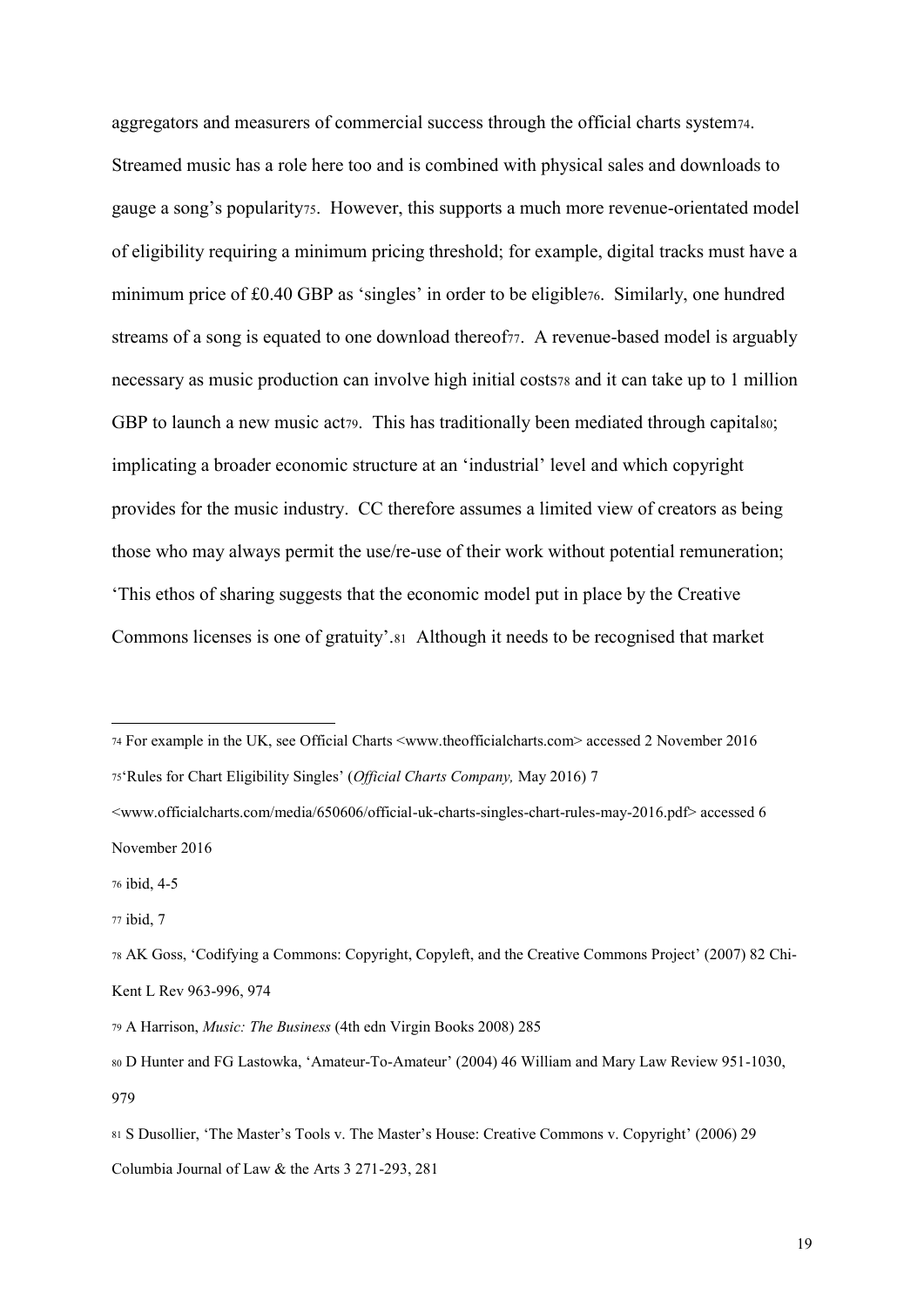aggregators and measurers of commercial success through the official charts system[74]. Streamed music has a role here too and is combined with physical sales and downloads to gauge a song's popularity[75]. However, this supports a much more revenue-orientated model of eligibility requiring a minimum pricing threshold; for example, digital tracks must have a minimum price of £0.40 GBP as 'singles' in order to be eligible[76]. Similarly, one hundred streams of a song is equated to one download thereof[77]. A revenue-based model is arguably necessary as music production can involve high initial costs[78] and it can take up to 1 million GBP to launch a new music act[79]. This has traditionally been mediated through capital[80]; implicating a broader economic structure at an 'industrial' level and which copyright provides for the music industry. CC therefore assumes a limited view of creators as being those who may always permit the use/re-use of their work without potential remuneration; 'This ethos of sharing suggests that the economic model put in place by the Creative Commons licenses is one of gratuity'.[81] Although it needs to be recognised that market

---

[74] For example in the UK, see Official Charts <www.theofficialcharts.com> accessed 2 November 2016

[75] 'Rules for Chart Eligibility Singles' (*Official Charts Company,* May 2016) 7 <www.officialcharts.com/media/650606/official-uk-charts-singles-chart-rules-may-2016.pdf> accessed 6 November 2016

[76] ibid, 4-5

[77] ibid, 7

[78] AK Goss, 'Codifying a Commons: Copyright, Copyleft, and the Creative Commons Project' (2007) 82 Chi-Kent L Rev 963-996, 974

[79] A Harrison, *Music: The Business* (4th edn Virgin Books 2008) 285

[80] D Hunter and FG Lastowka, 'Amateur-To-Amateur' (2004) 46 William and Mary Law Review 951-1030, 979

[81] S Dusollier, 'The Master's Tools v. The Master's House: Creative Commons v. Copyright' (2006) 29 Columbia Journal of Law & the Arts 3 271-293, 281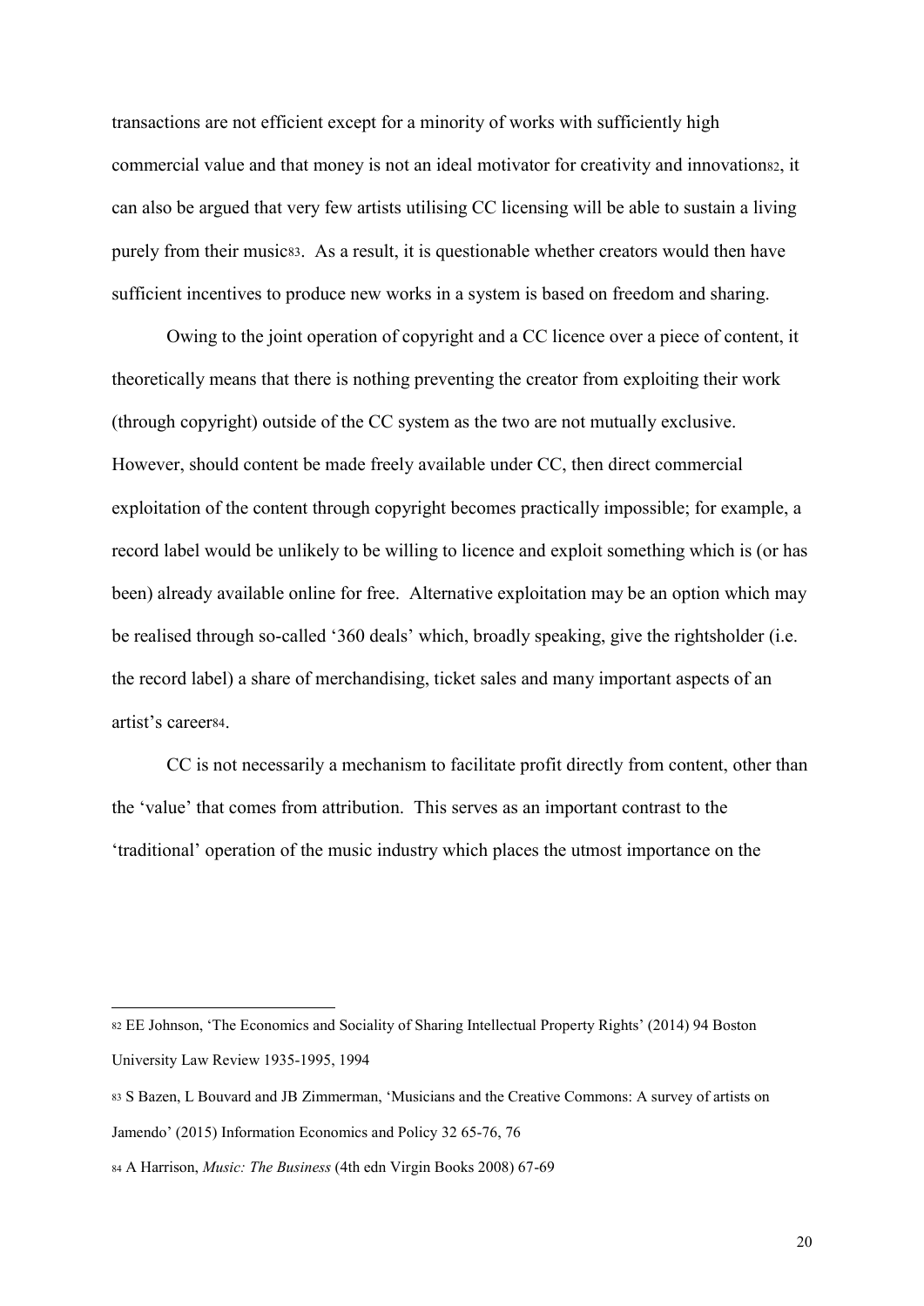transactions are not efficient except for a minority of works with sufficiently high commercial value and that money is not an ideal motivator for creativity and innovation[82], it can also be argued that very few artists utilising CC licensing will be able to sustain a living purely from their music[83]. As a result, it is questionable whether creators would then have sufficient incentives to produce new works in a system is based on freedom and sharing.

Owing to the joint operation of copyright and a CC licence over a piece of content, it theoretically means that there is nothing preventing the creator from exploiting their work (through copyright) outside of the CC system as the two are not mutually exclusive. However, should content be made freely available under CC, then direct commercial exploitation of the content through copyright becomes practically impossible; for example, a record label would be unlikely to be willing to licence and exploit something which is (or has been) already available online for free. Alternative exploitation may be an option which may be realised through so-called '360 deals' which, broadly speaking, give the rightsholder (i.e. the record label) a share of merchandising, ticket sales and many important aspects of an artist's career[84].

CC is not necessarily a mechanism to facilitate profit directly from content, other than the 'value' that comes from attribution. This serves as an important contrast to the 'traditional' operation of the music industry which places the utmost importance on the

---

[82] EE Johnson, 'The Economics and Sociality of Sharing Intellectual Property Rights' (2014) 94 Boston University Law Review 1935-1995, 1994

[83] S Bazen, L Bouvard and JB Zimmerman, 'Musicians and the Creative Commons: A survey of artists on Jamendo' (2015) Information Economics and Policy 32 65-76, 76

[84] A Harrison, *Music: The Business* (4th edn Virgin Books 2008) 67-69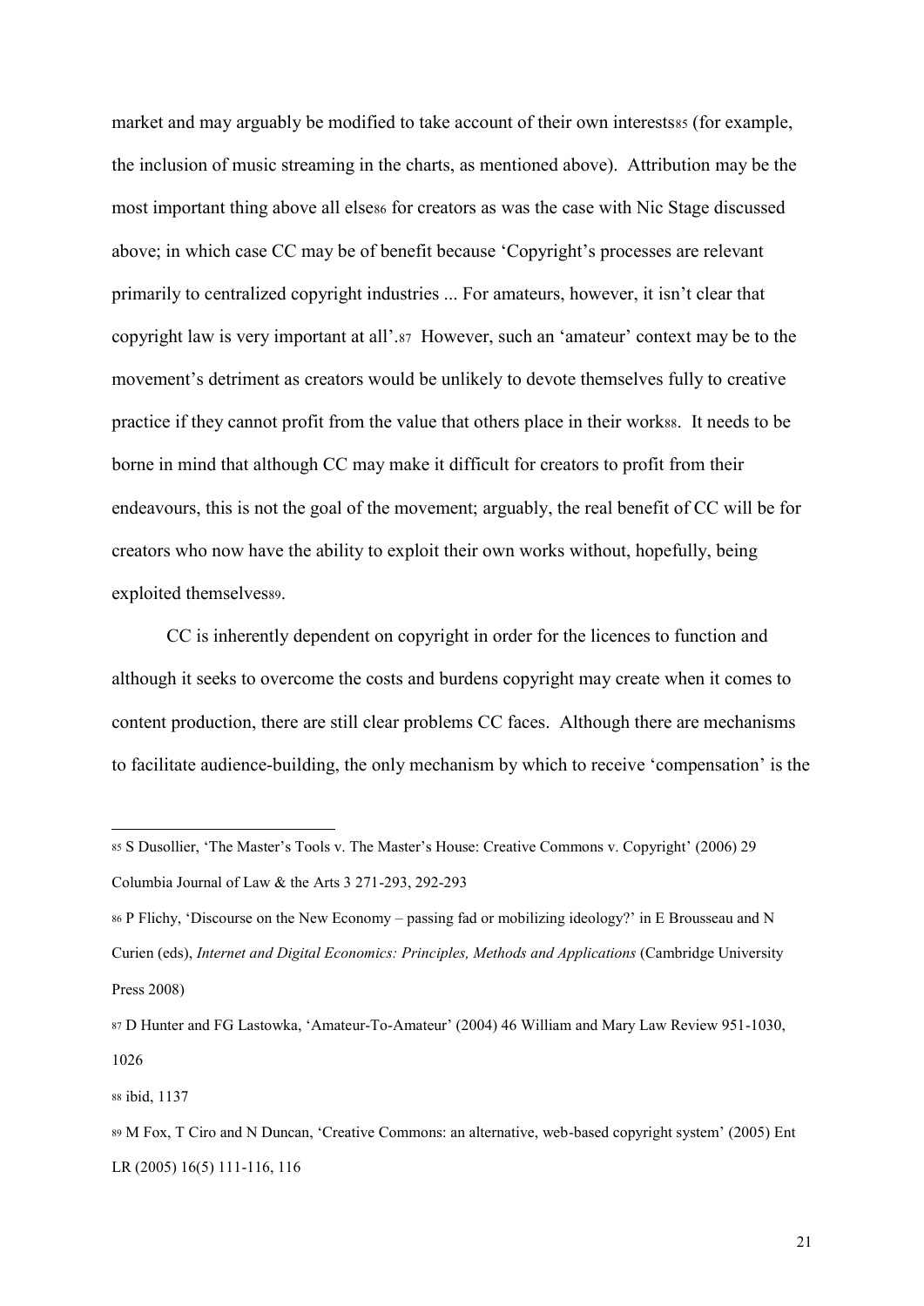market and may arguably be modified to take account of their own interests[85] (for example, the inclusion of music streaming in the charts, as mentioned above). Attribution may be the most important thing above all else[86] for creators as was the case with Nic Stage discussed above; in which case CC may be of benefit because 'Copyright's processes are relevant primarily to centralized copyright industries ... For amateurs, however, it isn't clear that copyright law is very important at all'.[87] However, such an 'amateur' context may be to the movement's detriment as creators would be unlikely to devote themselves fully to creative practice if they cannot profit from the value that others place in their work[88]. It needs to be borne in mind that although CC may make it difficult for creators to profit from their endeavours, this is not the goal of the movement; arguably, the real benefit of CC will be for creators who now have the ability to exploit their own works without, hopefully, being exploited themselves[89].

CC is inherently dependent on copyright in order for the licences to function and although it seeks to overcome the costs and burdens copyright may create when it comes to content production, there are still clear problems CC faces. Although there are mechanisms to facilitate audience-building, the only mechanism by which to receive 'compensation' is the

---

[85] S Dusollier, 'The Master's Tools v. The Master's House: Creative Commons v. Copyright' (2006) 29 Columbia Journal of Law & the Arts 3 271-293, 292-293

[86] P Flichy, 'Discourse on the New Economy – passing fad or mobilizing ideology?' in E Brousseau and N Curien (eds), *Internet and Digital Economics: Principles, Methods and Applications* (Cambridge University Press 2008)

[87] D Hunter and FG Lastowka, 'Amateur-To-Amateur' (2004) 46 William and Mary Law Review 951-1030, 1026

[88] ibid, 1137

[89] M Fox, T Ciro and N Duncan, 'Creative Commons: an alternative, web-based copyright system' (2005) Ent LR (2005) 16(5) 111-116, 116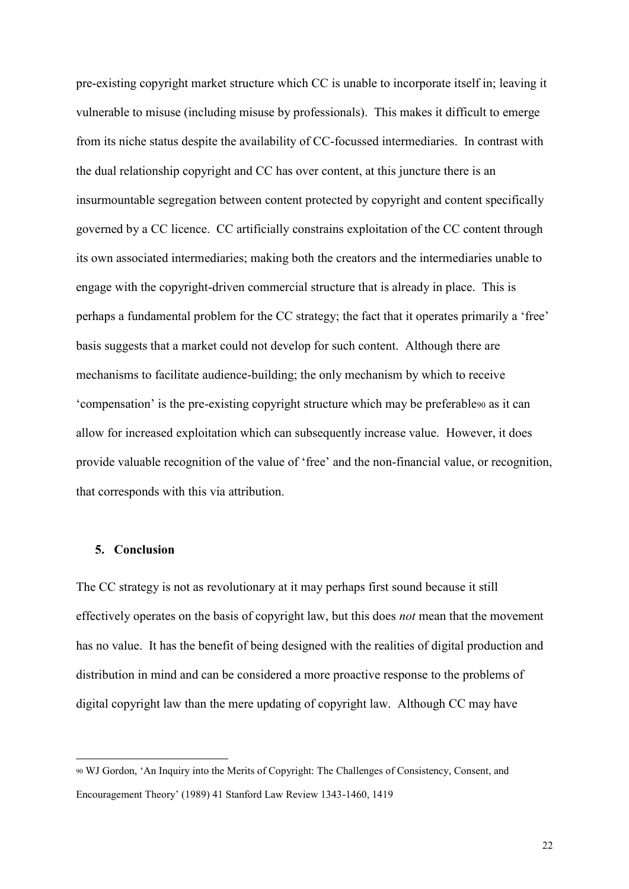pre-existing copyright market structure which CC is unable to incorporate itself in; leaving it vulnerable to misuse (including misuse by professionals). This makes it difficult to emerge from its niche status despite the availability of CC-focussed intermediaries. In contrast with the dual relationship copyright and CC has over content, at this juncture there is an insurmountable segregation between content protected by copyright and content specifically governed by a CC licence. CC artificially constrains exploitation of the CC content through its own associated intermediaries; making both the creators and the intermediaries unable to engage with the copyright-driven commercial structure that is already in place. This is perhaps a fundamental problem for the CC strategy; the fact that it operates primarily a 'free' basis suggests that a market could not develop for such content. Although there are mechanisms to facilitate audience-building; the only mechanism by which to receive 'compensation' is the pre-existing copyright structure which may be preferable[90] as it can allow for increased exploitation which can subsequently increase value. However, it does provide valuable recognition of the value of 'free' and the non-financial value, or recognition, that corresponds with this via attribution.

## 5. Conclusion

The CC strategy is not as revolutionary at it may perhaps first sound because it still effectively operates on the basis of copyright law, but this does *not* mean that the movement has no value. It has the benefit of being designed with the realities of digital production and distribution in mind and can be considered a more proactive response to the problems of digital copyright law than the mere updating of copyright law. Although CC may have

---

[90] WJ Gordon, 'An Inquiry into the Merits of Copyright: The Challenges of Consistency, Consent, and Encouragement Theory' (1989) 41 Stanford Law Review 1343-1460, 1419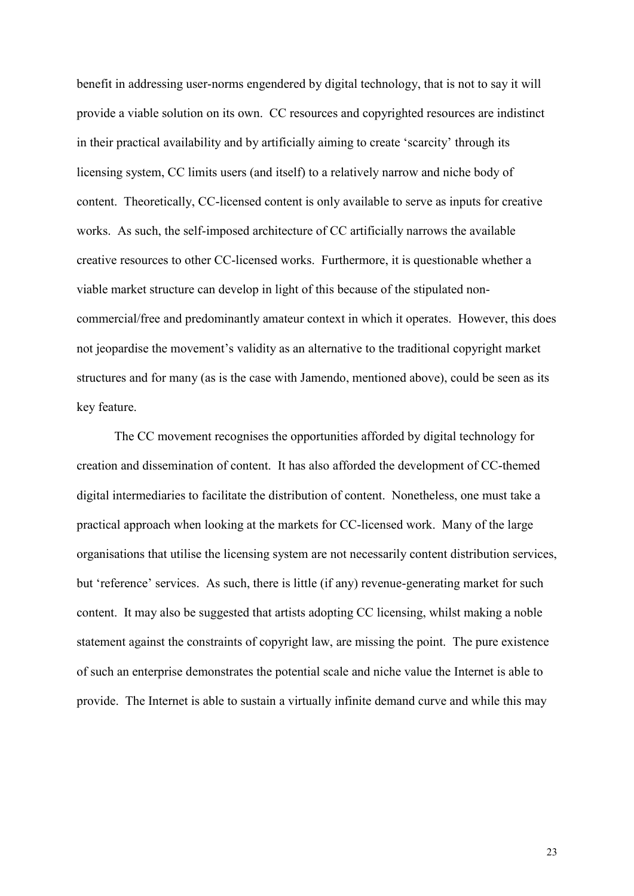benefit in addressing user-norms engendered by digital technology, that is not to say it will provide a viable solution on its own. CC resources and copyrighted resources are indistinct in their practical availability and by artificially aiming to create 'scarcity' through its licensing system, CC limits users (and itself) to a relatively narrow and niche body of content. Theoretically, CC-licensed content is only available to serve as inputs for creative works. As such, the self-imposed architecture of CC artificially narrows the available creative resources to other CC-licensed works. Furthermore, it is questionable whether a viable market structure can develop in light of this because of the stipulated non-commercial/free and predominantly amateur context in which it operates. However, this does not jeopardise the movement's validity as an alternative to the traditional copyright market structures and for many (as is the case with Jamendo, mentioned above), could be seen as its key feature.

The CC movement recognises the opportunities afforded by digital technology for creation and dissemination of content. It has also afforded the development of CC-themed digital intermediaries to facilitate the distribution of content. Nonetheless, one must take a practical approach when looking at the markets for CC-licensed work. Many of the large organisations that utilise the licensing system are not necessarily content distribution services, but 'reference' services. As such, there is little (if any) revenue-generating market for such content. It may also be suggested that artists adopting CC licensing, whilst making a noble statement against the constraints of copyright law, are missing the point. The pure existence of such an enterprise demonstrates the potential scale and niche value the Internet is able to provide. The Internet is able to sustain a virtually infinite demand curve and while this may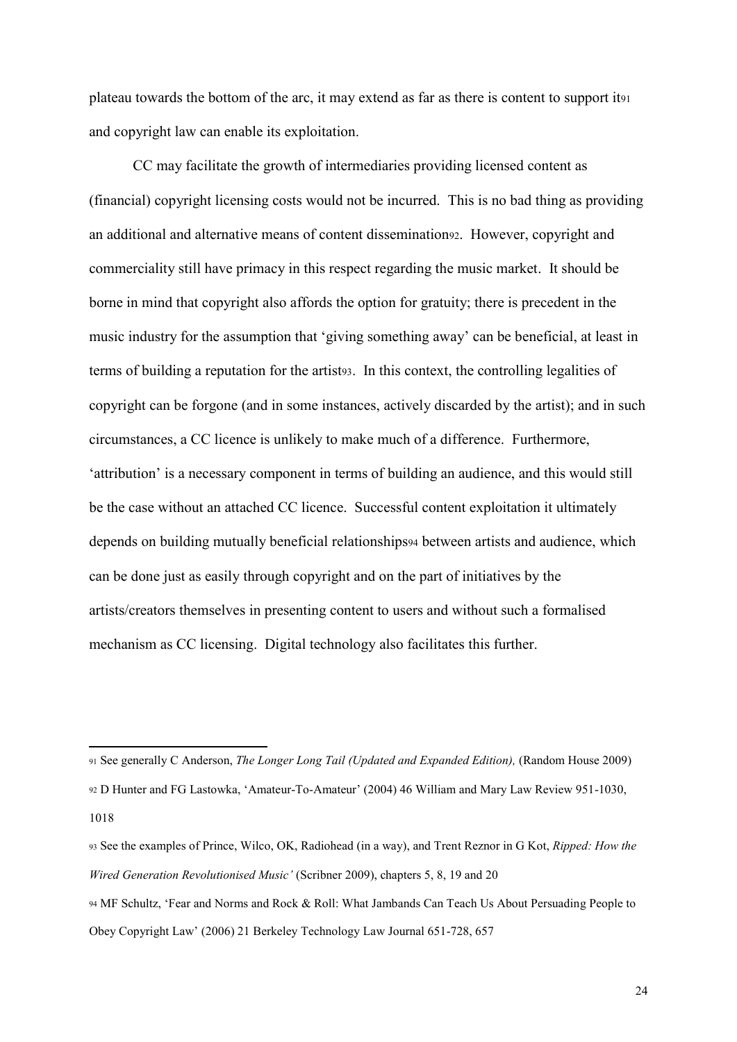plateau towards the bottom of the arc, it may extend as far as there is content to support it[91] and copyright law can enable its exploitation.

CC may facilitate the growth of intermediaries providing licensed content as (financial) copyright licensing costs would not be incurred. This is no bad thing as providing an additional and alternative means of content dissemination[92]. However, copyright and commerciality still have primacy in this respect regarding the music market. It should be borne in mind that copyright also affords the option for gratuity; there is precedent in the music industry for the assumption that 'giving something away' can be beneficial, at least in terms of building a reputation for the artist[93]. In this context, the controlling legalities of copyright can be forgone (and in some instances, actively discarded by the artist); and in such circumstances, a CC licence is unlikely to make much of a difference. Furthermore, 'attribution' is a necessary component in terms of building an audience, and this would still be the case without an attached CC licence. Successful content exploitation it ultimately depends on building mutually beneficial relationships[94] between artists and audience, which can be done just as easily through copyright and on the part of initiatives by the artists/creators themselves in presenting content to users and without such a formalised mechanism as CC licensing. Digital technology also facilitates this further.

---

[91] See generally C Anderson, *The Longer Long Tail (Updated and Expanded Edition),* (Random House 2009)

[92] D Hunter and FG Lastowka, 'Amateur-To-Amateur' (2004) 46 William and Mary Law Review 951-1030, 1018

[93] See the examples of Prince, Wilco, OK, Radiohead (in a way), and Trent Reznor in G Kot, *Ripped: How the Wired Generation Revolutionised Music'* (Scribner 2009), chapters 5, 8, 19 and 20

[94] MF Schultz, 'Fear and Norms and Rock & Roll: What Jambands Can Teach Us About Persuading People to Obey Copyright Law' (2006) 21 Berkeley Technology Law Journal 651-728, 657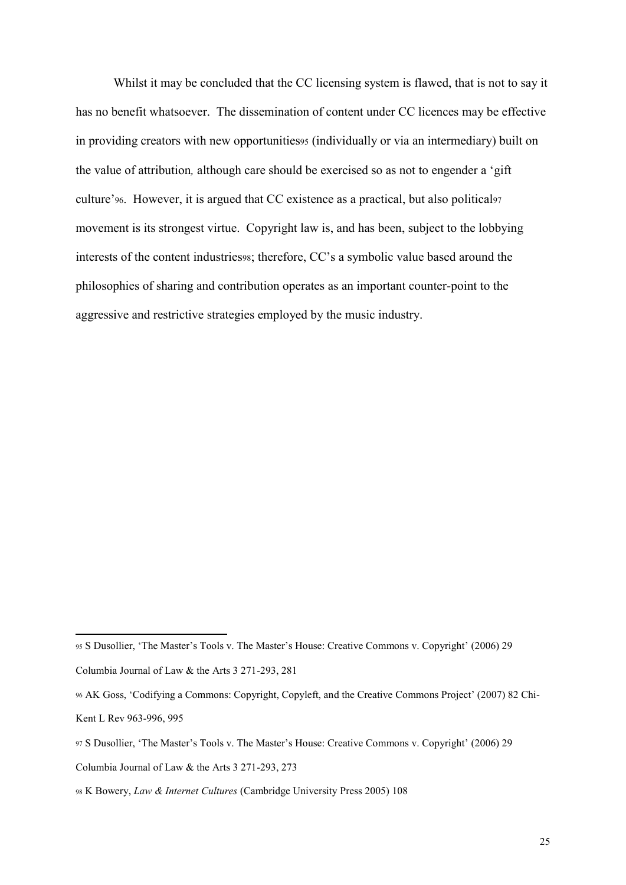Whilst it may be concluded that the CC licensing system is flawed, that is not to say it has no benefit whatsoever. The dissemination of content under CC licences may be effective in providing creators with new opportunities[95] (individually or via an intermediary) built on the value of attribution*,* although care should be exercised so as not to engender a 'gift culture'[96]. However, it is argued that CC existence as a practical, but also political[97] movement is its strongest virtue. Copyright law is, and has been, subject to the lobbying interests of the content industries[98]; therefore, CC's a symbolic value based around the philosophies of sharing and contribution operates as an important counter-point to the aggressive and restrictive strategies employed by the music industry.

---

[95] S Dusollier, 'The Master's Tools v. The Master's House: Creative Commons v. Copyright' (2006) 29 Columbia Journal of Law & the Arts 3 271-293, 281

[96] AK Goss, 'Codifying a Commons: Copyright, Copyleft, and the Creative Commons Project' (2007) 82 Chi-Kent L Rev 963-996, 995

[97] S Dusollier, 'The Master's Tools v. The Master's House: Creative Commons v. Copyright' (2006) 29 Columbia Journal of Law & the Arts 3 271-293, 273

[98] K Bowery, *Law & Internet Cultures* (Cambridge University Press 2005) 108